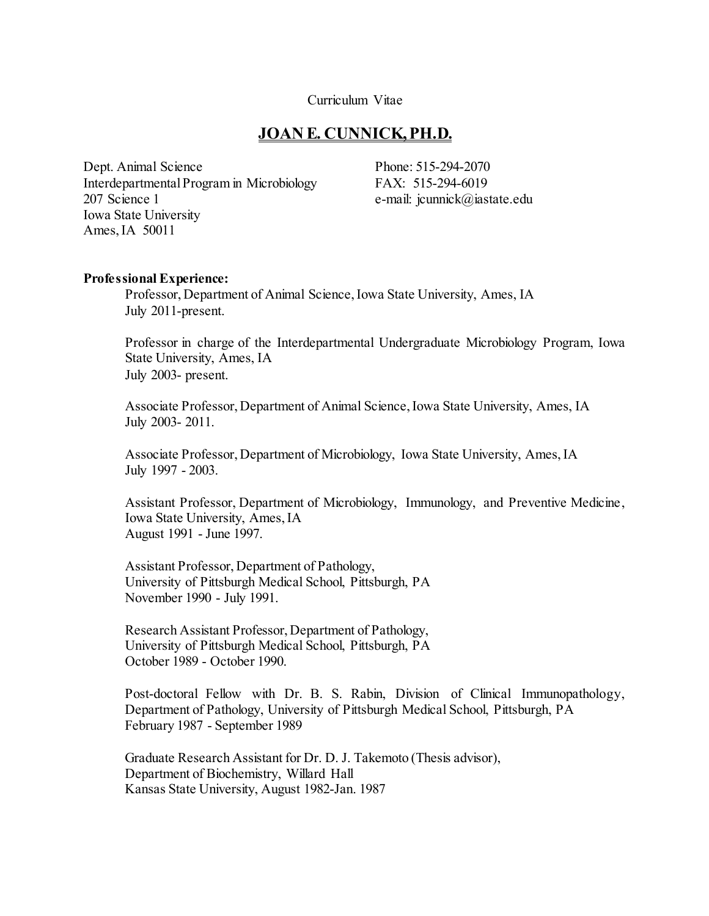Curriculum Vitae

# JOAN E. CUNNICK, PH.D.

Dept. Animal Science
Interdepartmental Program in Microbiology
207 Science 1
Iowa State University
Ames, IA 50011

Phone: 515-294-2070
FAX: 515-294-6019
e-mail: jcunnick@iastate.edu

**Professional Experience:**

Professor, Department of Animal Science, Iowa State University, Ames, IA
July 2011-present.

Professor in charge of the Interdepartmental Undergraduate Microbiology Program, Iowa State University, Ames, IA
July 2003- present.

Associate Professor, Department of Animal Science, Iowa State University, Ames, IA
July 2003- 2011.

Associate Professor, Department of Microbiology, Iowa State University, Ames, IA
July 1997 - 2003.

Assistant Professor, Department of Microbiology, Immunology, and Preventive Medicine, Iowa State University, Ames, IA
August 1991 - June 1997.

Assistant Professor, Department of Pathology,
University of Pittsburgh Medical School, Pittsburgh, PA
November 1990 - July 1991.

Research Assistant Professor, Department of Pathology,
University of Pittsburgh Medical School, Pittsburgh, PA
October 1989 - October 1990.

Post-doctoral Fellow with Dr. B. S. Rabin, Division of Clinical Immunopathology, Department of Pathology, University of Pittsburgh Medical School, Pittsburgh, PA
February 1987 - September 1989

Graduate Research Assistant for Dr. D. J. Takemoto (Thesis advisor),
Department of Biochemistry, Willard Hall
Kansas State University, August 1982-Jan. 1987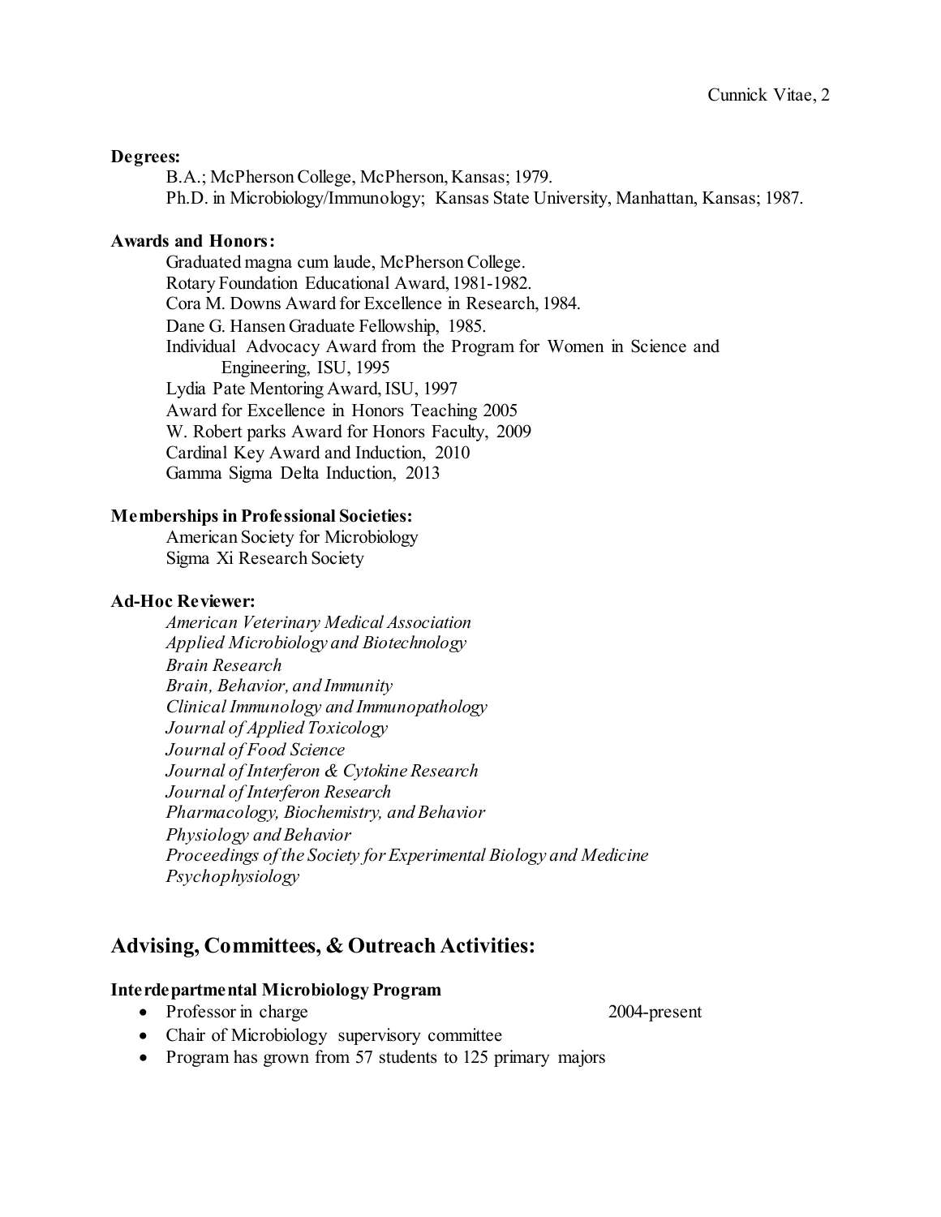**Degrees:**

B.A.; McPherson College, McPherson, Kansas; 1979.
Ph.D. in Microbiology/Immunology; Kansas State University, Manhattan, Kansas; 1987.

**Awards and Honors:**

Graduated magna cum laude, McPherson College.
Rotary Foundation Educational Award, 1981-1982.
Cora M. Downs Award for Excellence in Research, 1984.
Dane G. Hansen Graduate Fellowship, 1985.
Individual Advocacy Award from the Program for Women in Science and Engineering, ISU, 1995
Lydia Pate Mentoring Award, ISU, 1997
Award for Excellence in Honors Teaching 2005
W. Robert parks Award for Honors Faculty, 2009
Cardinal Key Award and Induction, 2010
Gamma Sigma Delta Induction, 2013

**Memberships in Professional Societies:**

American Society for Microbiology
Sigma Xi Research Society

**Ad-Hoc Reviewer:**

*American Veterinary Medical Association*
*Applied Microbiology and Biotechnology*
*Brain Research*
*Brain, Behavior, and Immunity*
*Clinical Immunology and Immunopathology*
*Journal of Applied Toxicology*
*Journal of Food Science*
*Journal of Interferon & Cytokine Research*
*Journal of Interferon Research*
*Pharmacology, Biochemistry, and Behavior*
*Physiology and Behavior*
*Proceedings of the Society for Experimental Biology and Medicine*
*Psychophysiology*

## Advising, Committees, & Outreach Activities:

**Interdepartmental Microbiology Program**

- Professor in charge 2004-present
- Chair of Microbiology supervisory committee
- Program has grown from 57 students to 125 primary majors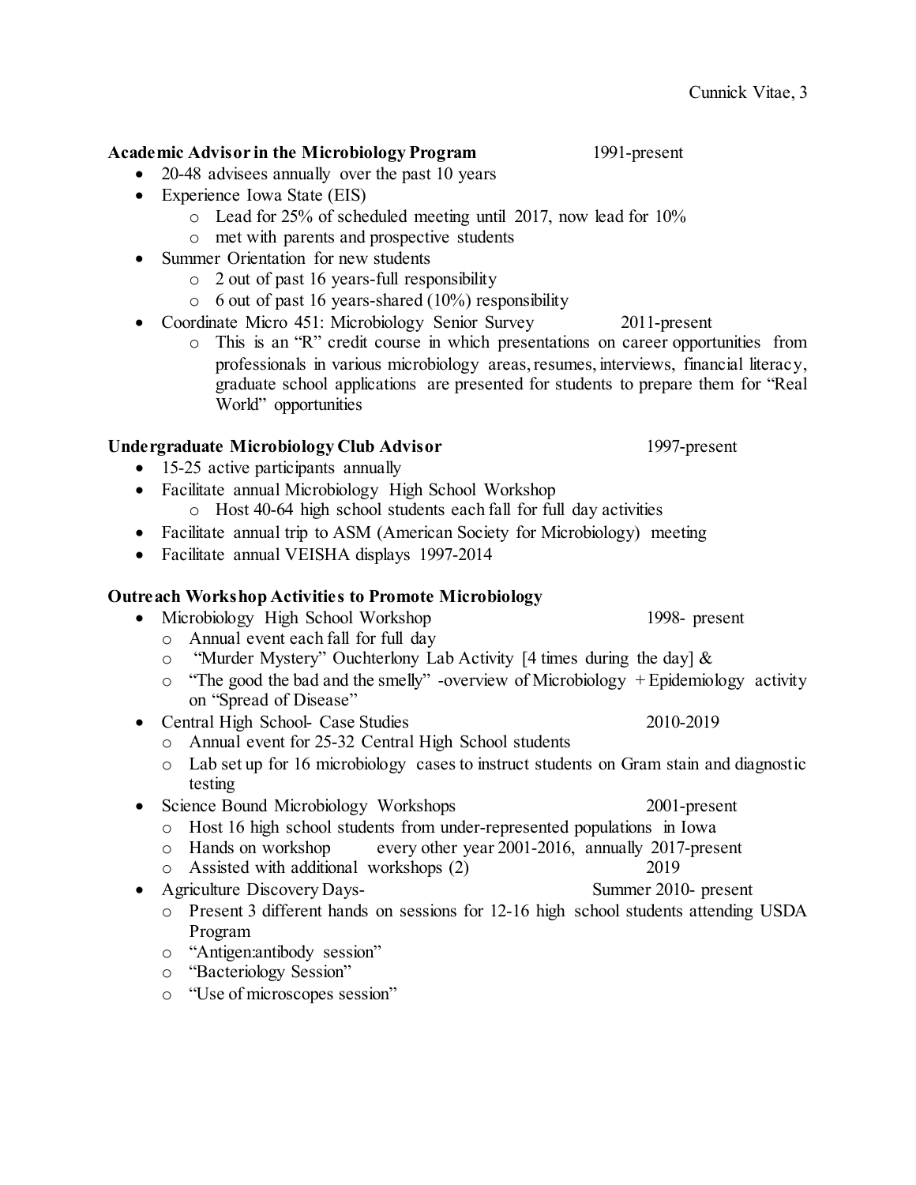**Academic Advisor in the Microbiology Program** 1991-present

- 20-48 advisees annually over the past 10 years
- Experience Iowa State (EIS)
  - Lead for 25% of scheduled meeting until 2017, now lead for 10%
  - met with parents and prospective students
- Summer Orientation for new students
  - 2 out of past 16 years-full responsibility
  - 6 out of past 16 years-shared (10%) responsibility
- Coordinate Micro 451: Microbiology Senior Survey 2011-present
  - This is an "R" credit course in which presentations on career opportunities from professionals in various microbiology areas, resumes, interviews, financial literacy, graduate school applications are presented for students to prepare them for "Real World" opportunities

**Undergraduate Microbiology Club Advisor** 1997-present

- 15-25 active participants annually
- Facilitate annual Microbiology High School Workshop
  - Host 40-64 high school students each fall for full day activities
- Facilitate annual trip to ASM (American Society for Microbiology) meeting
- Facilitate annual VEISHA displays 1997-2014

**Outreach Workshop Activities to Promote Microbiology**

- Microbiology High School Workshop 1998- present
  - Annual event each fall for full day
  - "Murder Mystery" Ouchterlony Lab Activity [4 times during the day] &
  - "The good the bad and the smelly" -overview of Microbiology + Epidemiology activity on "Spread of Disease"
- Central High School- Case Studies 2010-2019
  - Annual event for 25-32 Central High School students
  - Lab set up for 16 microbiology cases to instruct students on Gram stain and diagnostic testing
- Science Bound Microbiology Workshops 2001-present
  - Host 16 high school students from under-represented populations in Iowa
  - Hands on workshop every other year 2001-2016, annually 2017-present
  - Assisted with additional workshops (2) 2019
- Agriculture Discovery Days- Summer 2010- present
  - Present 3 different hands on sessions for 12-16 high school students attending USDA Program
  - "Antigen:antibody session"
  - "Bacteriology Session"
  - "Use of microscopes session"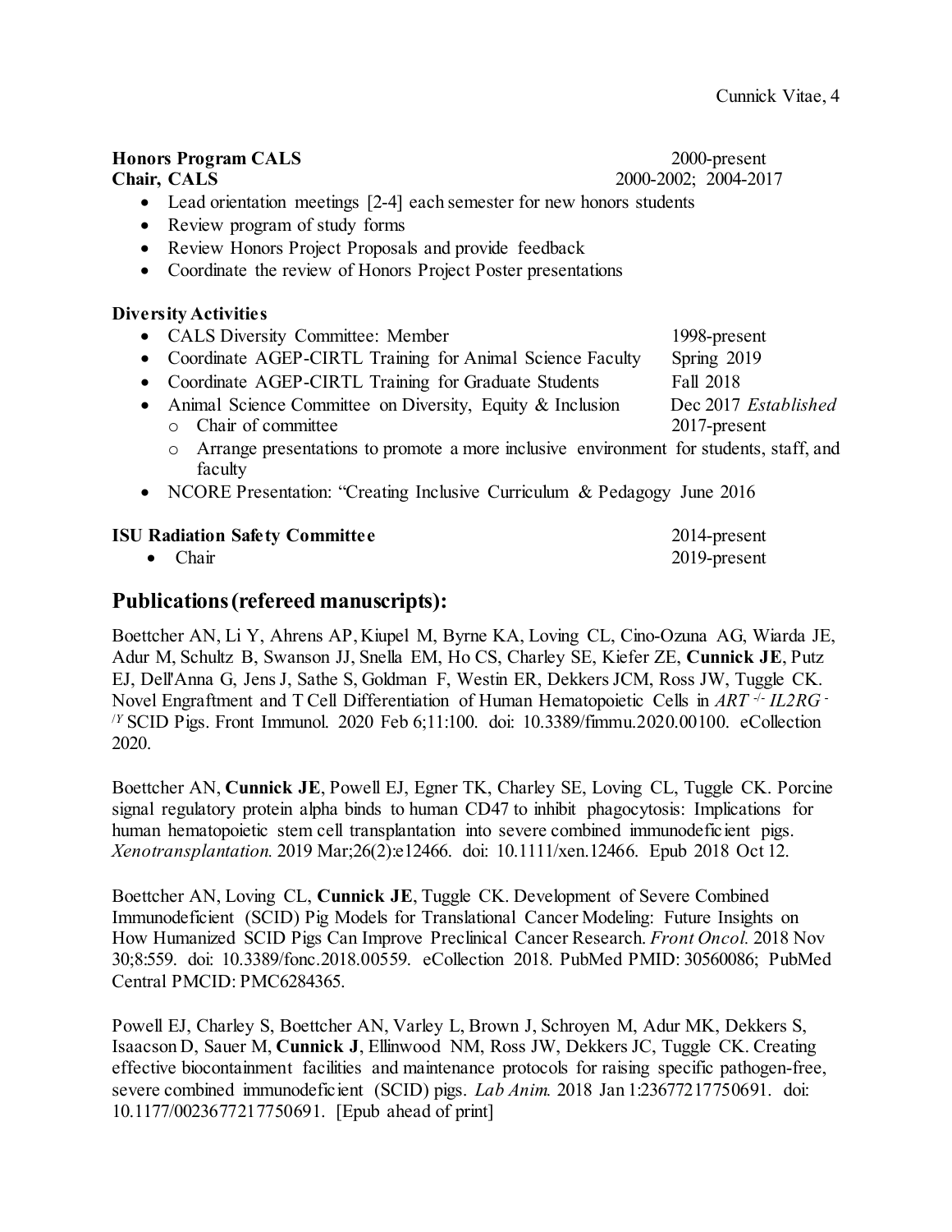**Honors Program CALS** 2000-present
**Chair, CALS** 2000-2002; 2004-2017

- Lead orientation meetings [2-4] each semester for new honors students
- Review program of study forms
- Review Honors Project Proposals and provide feedback
- Coordinate the review of Honors Project Poster presentations

**Diversity Activities**

- CALS Diversity Committee: Member 1998-present
- Coordinate AGEP-CIRTL Training for Animal Science Faculty Spring 2019
- Coordinate AGEP-CIRTL Training for Graduate Students Fall 2018
- Animal Science Committee on Diversity, Equity & Inclusion Dec 2017 *Established*
  - Chair of committee 2017-present
  - Arrange presentations to promote a more inclusive environment for students, staff, and faculty
- NCORE Presentation: "Creating Inclusive Curriculum & Pedagogy June 2016

**ISU Radiation Safety Committee** 2014-present

- Chair 2019-present

## Publications (refereed manuscripts):

Boettcher AN, Li Y, Ahrens AP, Kiupel M, Byrne KA, Loving CL, Cino-Ozuna AG, Wiarda JE, Adur M, Schultz B, Swanson JJ, Snella EM, Ho CS, Charley SE, Kiefer ZE, **Cunnick JE**, Putz EJ, Dell'Anna G, Jens J, Sathe S, Goldman F, Westin ER, Dekkers JCM, Ross JW, Tuggle CK. Novel Engraftment and T Cell Differentiation of Human Hematopoietic Cells in *ART*$^{-/-}$ *IL2RG*$^{-/Y}$ SCID Pigs. Front Immunol. 2020 Feb 6;11:100. doi: 10.3389/fimmu.2020.00100. eCollection 2020.

Boettcher AN, **Cunnick JE**, Powell EJ, Egner TK, Charley SE, Loving CL, Tuggle CK. Porcine signal regulatory protein alpha binds to human CD47 to inhibit phagocytosis: Implications for human hematopoietic stem cell transplantation into severe combined immunodeficient pigs. *Xenotransplantation.* 2019 Mar;26(2):e12466. doi: 10.1111/xen.12466. Epub 2018 Oct 12.

Boettcher AN, Loving CL, **Cunnick JE**, Tuggle CK. Development of Severe Combined Immunodeficient (SCID) Pig Models for Translational Cancer Modeling: Future Insights on How Humanized SCID Pigs Can Improve Preclinical Cancer Research. *Front Oncol.* 2018 Nov 30;8:559. doi: 10.3389/fonc.2018.00559. eCollection 2018. PubMed PMID: 30560086; PubMed Central PMCID: PMC6284365.

Powell EJ, Charley S, Boettcher AN, Varley L, Brown J, Schroyen M, Adur MK, Dekkers S, Isaacson D, Sauer M, **Cunnick J**, Ellinwood NM, Ross JW, Dekkers JC, Tuggle CK. Creating effective biocontainment facilities and maintenance protocols for raising specific pathogen-free, severe combined immunodeficient (SCID) pigs. *Lab Anim.* 2018 Jan 1:23677217750691. doi: 10.1177/0023677217750691. [Epub ahead of print]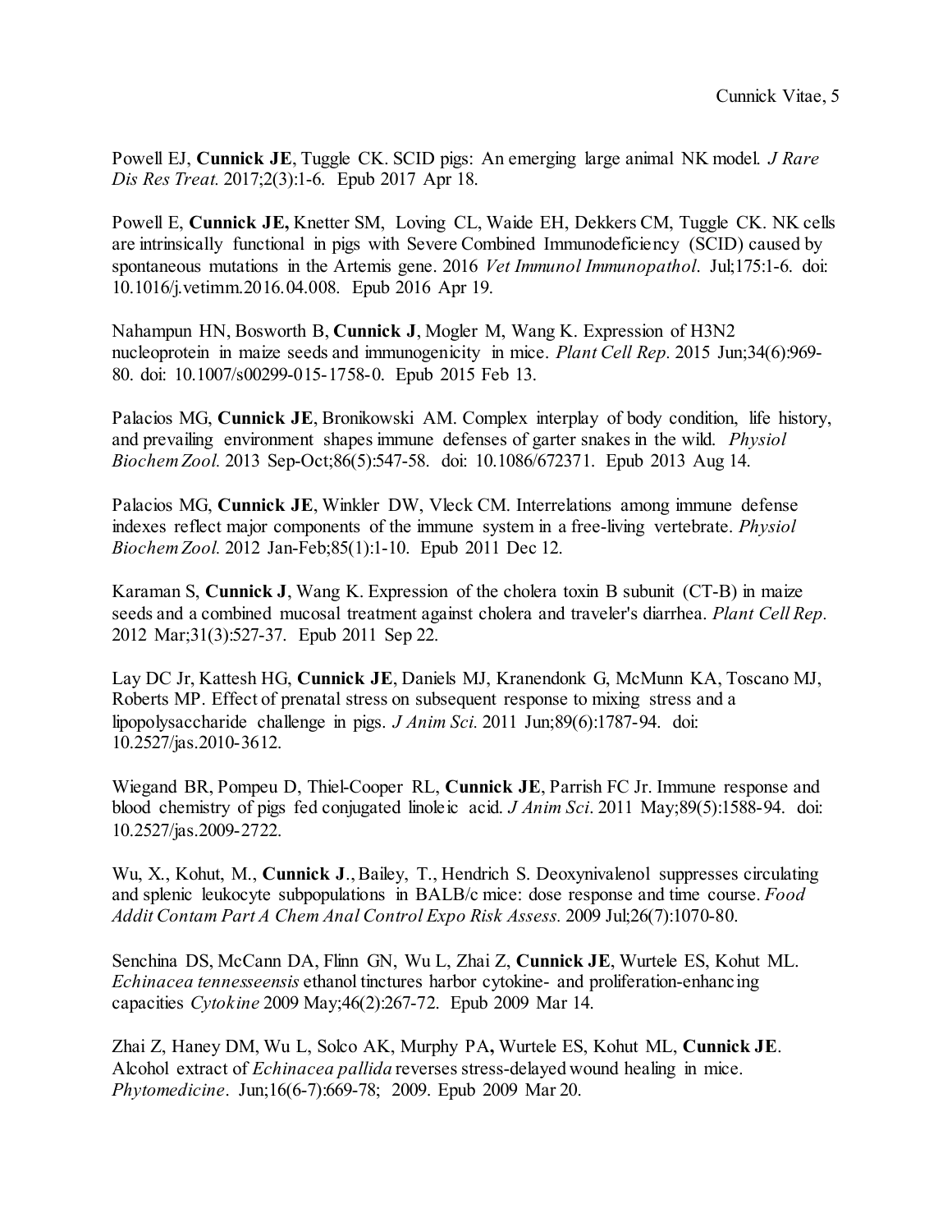Powell EJ, **Cunnick JE**, Tuggle CK. SCID pigs: An emerging large animal NK model. *J Rare Dis Res Treat.* 2017;2(3):1-6. Epub 2017 Apr 18.

Powell E, **Cunnick JE,** Knetter SM, Loving CL, Waide EH, Dekkers CM, Tuggle CK. NK cells are intrinsically functional in pigs with Severe Combined Immunodeficiency (SCID) caused by spontaneous mutations in the Artemis gene. 2016 *Vet Immunol Immunopathol*. Jul;175:1-6. doi: 10.1016/j.vetimm.2016.04.008. Epub 2016 Apr 19.

Nahampun HN, Bosworth B, **Cunnick J**, Mogler M, Wang K. Expression of H3N2 nucleoprotein in maize seeds and immunogenicity in mice. *Plant Cell Rep.* 2015 Jun;34(6):969-80. doi: 10.1007/s00299-015-1758-0. Epub 2015 Feb 13.

Palacios MG, **Cunnick JE**, Bronikowski AM. Complex interplay of body condition, life history, and prevailing environment shapes immune defenses of garter snakes in the wild. *Physiol Biochem Zool.* 2013 Sep-Oct;86(5):547-58. doi: 10.1086/672371. Epub 2013 Aug 14.

Palacios MG, **Cunnick JE**, Winkler DW, Vleck CM. Interrelations among immune defense indexes reflect major components of the immune system in a free-living vertebrate. *Physiol Biochem Zool.* 2012 Jan-Feb;85(1):1-10. Epub 2011 Dec 12.

Karaman S, **Cunnick J**, Wang K. Expression of the cholera toxin B subunit (CT-B) in maize seeds and a combined mucosal treatment against cholera and traveler's diarrhea. *Plant Cell Rep.* 2012 Mar;31(3):527-37. Epub 2011 Sep 22.

Lay DC Jr, Kattesh HG, **Cunnick JE**, Daniels MJ, Kranendonk G, McMunn KA, Toscano MJ, Roberts MP. Effect of prenatal stress on subsequent response to mixing stress and a lipopolysaccharide challenge in pigs. *J Anim Sci.* 2011 Jun;89(6):1787-94. doi: 10.2527/jas.2010-3612.

Wiegand BR, Pompeu D, Thiel-Cooper RL, **Cunnick JE**, Parrish FC Jr. Immune response and blood chemistry of pigs fed conjugated linoleic acid. *J Anim Sci*. 2011 May;89(5):1588-94. doi: 10.2527/jas.2009-2722.

Wu, X., Kohut, M., **Cunnick J**., Bailey, T., Hendrich S. Deoxynivalenol suppresses circulating and splenic leukocyte subpopulations in BALB/c mice: dose response and time course. *Food Addit Contam Part A Chem Anal Control Expo Risk Assess.* 2009 Jul;26(7):1070-80.

Senchina DS, McCann DA, Flinn GN, Wu L, Zhai Z, **Cunnick JE**, Wurtele ES, Kohut ML. *Echinacea tennesseensis* ethanol tinctures harbor cytokine- and proliferation-enhancing capacities *Cytokine* 2009 May;46(2):267-72. Epub 2009 Mar 14.

Zhai Z, Haney DM, Wu L, Solco AK, Murphy PA**,** Wurtele ES, Kohut ML, **Cunnick JE**. Alcohol extract of *Echinacea pallida* reverses stress-delayed wound healing in mice. *Phytomedicine*. Jun;16(6-7):669-78; 2009. Epub 2009 Mar 20.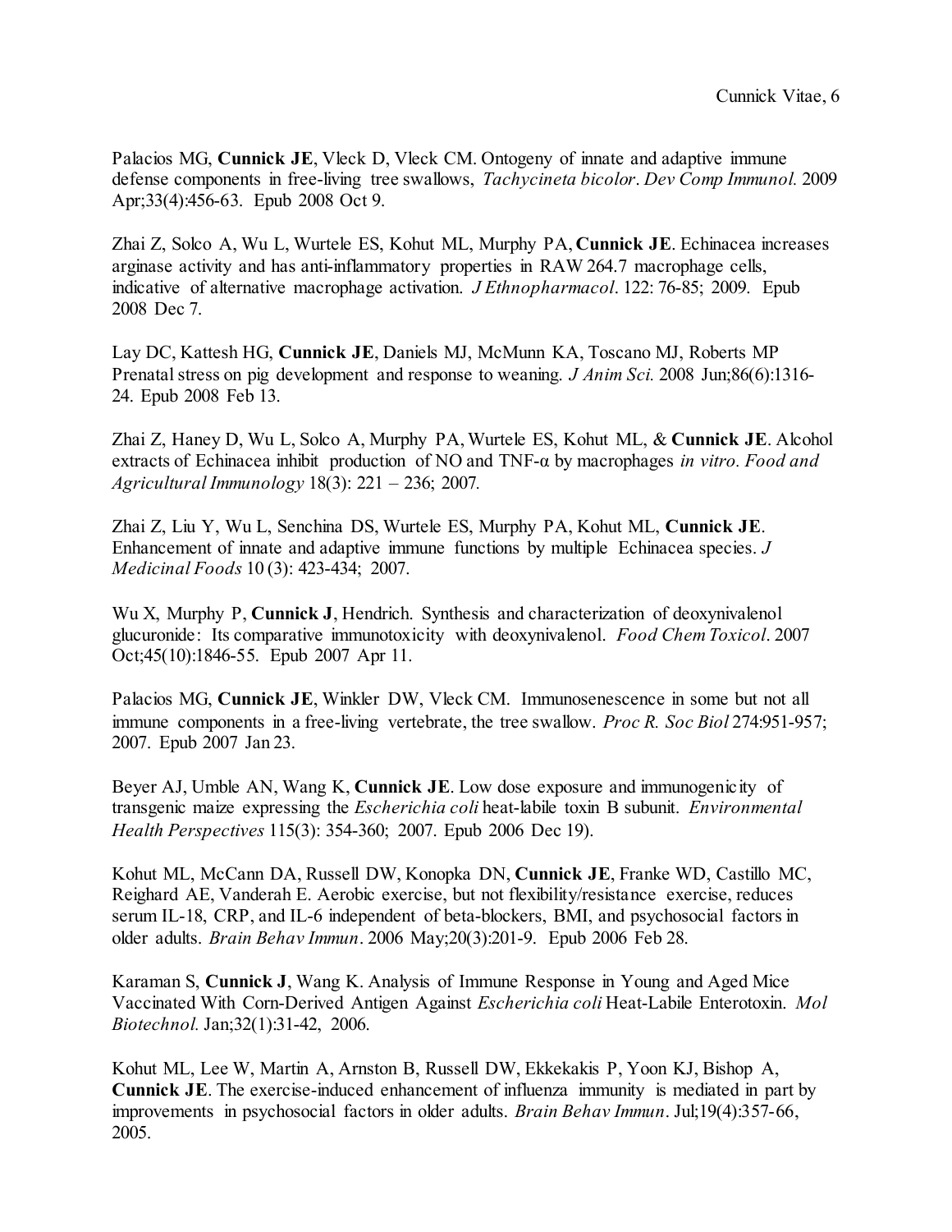Palacios MG, **Cunnick JE**, Vleck D, Vleck CM. Ontogeny of innate and adaptive immune defense components in free-living tree swallows, *Tachycineta bicolor*. *Dev Comp Immunol.* 2009 Apr;33(4):456-63. Epub 2008 Oct 9.

Zhai Z, Solco A, Wu L, Wurtele ES, Kohut ML, Murphy PA, **Cunnick JE**. Echinacea increases arginase activity and has anti-inflammatory properties in RAW 264.7 macrophage cells, indicative of alternative macrophage activation. *J Ethnopharmacol*. 122: 76-85; 2009. Epub 2008 Dec 7.

Lay DC, Kattesh HG, **Cunnick JE**, Daniels MJ, McMunn KA, Toscano MJ, Roberts MP Prenatal stress on pig development and response to weaning. *J Anim Sci.* 2008 Jun;86(6):1316-24. Epub 2008 Feb 13.

Zhai Z, Haney D, Wu L, Solco A, Murphy PA, Wurtele ES, Kohut ML, & **Cunnick JE**. Alcohol extracts of Echinacea inhibit production of NO and TNF-α by macrophages *in vitro*. *Food and Agricultural Immunology* 18(3): 221 – 236; 2007.

Zhai Z, Liu Y, Wu L, Senchina DS, Wurtele ES, Murphy PA, Kohut ML, **Cunnick JE**. Enhancement of innate and adaptive immune functions by multiple Echinacea species. *J Medicinal Foods* 10 (3): 423-434; 2007.

Wu X, Murphy P, **Cunnick J**, Hendrich. Synthesis and characterization of deoxynivalenol glucuronide: Its comparative immunotoxicity with deoxynivalenol. *Food Chem Toxicol*. 2007 Oct;45(10):1846-55. Epub 2007 Apr 11.

Palacios MG, **Cunnick JE**, Winkler DW, Vleck CM. Immunosenescence in some but not all immune components in a free-living vertebrate, the tree swallow. *Proc R. Soc Biol* 274:951-957; 2007. Epub 2007 Jan 23.

Beyer AJ, Umble AN, Wang K, **Cunnick JE**. Low dose exposure and immunogenicity of transgenic maize expressing the *Escherichia coli* heat-labile toxin B subunit. *Environmental Health Perspectives* 115(3): 354-360; 2007. Epub 2006 Dec 19).

Kohut ML, McCann DA, Russell DW, Konopka DN, **Cunnick JE**, Franke WD, Castillo MC, Reighard AE, Vanderah E. Aerobic exercise, but not flexibility/resistance exercise, reduces serum IL-18, CRP, and IL-6 independent of beta-blockers, BMI, and psychosocial factors in older adults. *Brain Behav Immun*. 2006 May;20(3):201-9. Epub 2006 Feb 28.

Karaman S, **Cunnick J**, Wang K. Analysis of Immune Response in Young and Aged Mice Vaccinated With Corn-Derived Antigen Against *Escherichia coli* Heat-Labile Enterotoxin. *Mol Biotechnol.* Jan;32(1):31-42, 2006.

Kohut ML, Lee W, Martin A, Arnston B, Russell DW, Ekkekakis P, Yoon KJ, Bishop A, **Cunnick JE**. The exercise-induced enhancement of influenza immunity is mediated in part by improvements in psychosocial factors in older adults. *Brain Behav Immun*. Jul;19(4):357-66, 2005.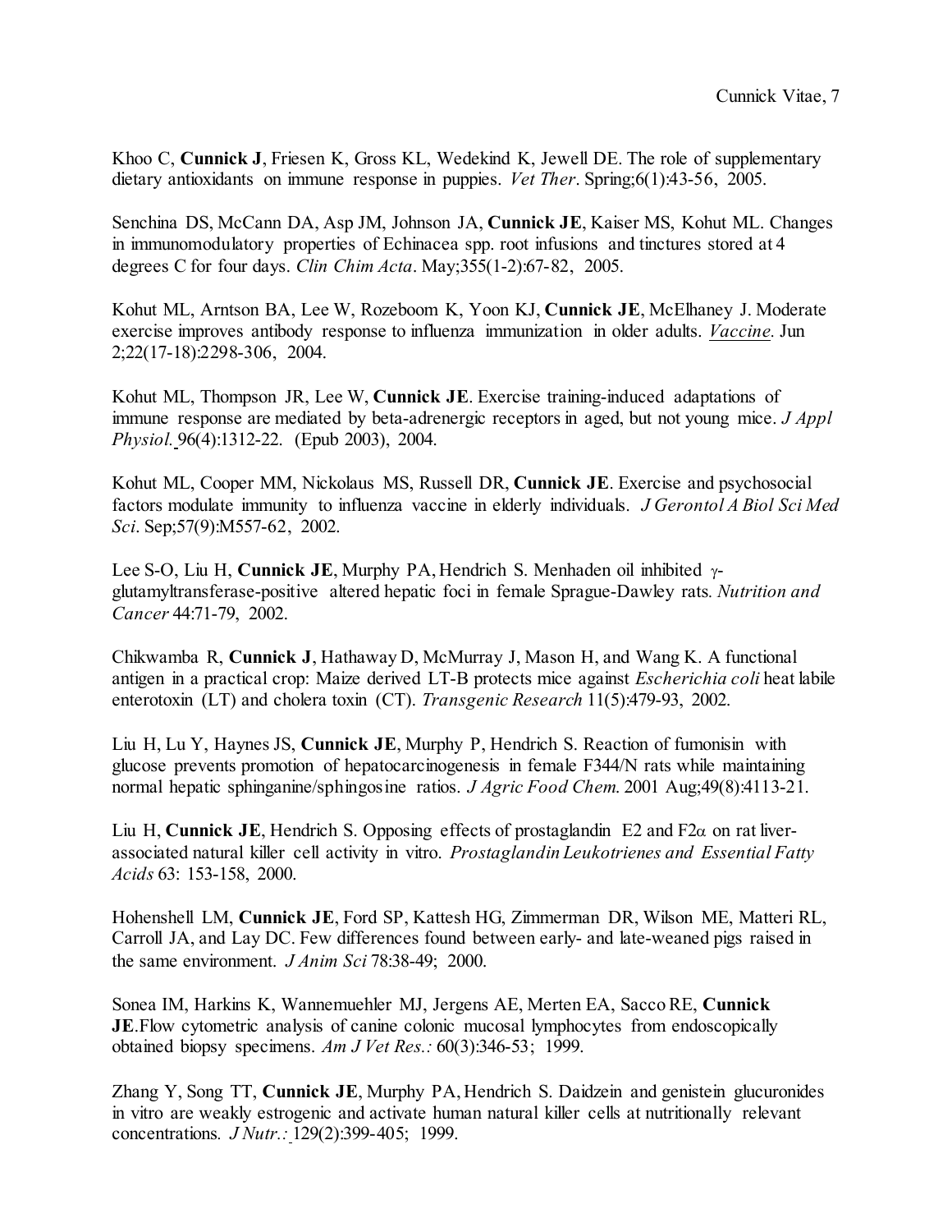Khoo C, **Cunnick J**, Friesen K, Gross KL, Wedekind K, Jewell DE. The role of supplementary dietary antioxidants on immune response in puppies. *Vet Ther*. Spring;6(1):43-56, 2005.

Senchina DS, McCann DA, Asp JM, Johnson JA, **Cunnick JE**, Kaiser MS, Kohut ML. Changes in immunomodulatory properties of Echinacea spp. root infusions and tinctures stored at 4 degrees C for four days. *Clin Chim Acta*. May;355(1-2):67-82, 2005.

Kohut ML, Arntson BA, Lee W, Rozeboom K, Yoon KJ, **Cunnick JE**, McElhaney J. Moderate exercise improves antibody response to influenza immunization in older adults. *Vaccine*. Jun 2;22(17-18):2298-306, 2004.

Kohut ML, Thompson JR, Lee W, **Cunnick JE**. Exercise training-induced adaptations of immune response are mediated by beta-adrenergic receptors in aged, but not young mice. *J Appl Physiol.* 96(4):1312-22. (Epub 2003), 2004.

Kohut ML, Cooper MM, Nickolaus MS, Russell DR, **Cunnick JE**. Exercise and psychosocial factors modulate immunity to influenza vaccine in elderly individuals. *J Gerontol A Biol Sci Med Sci*. Sep;57(9):M557-62, 2002.

Lee S-O, Liu H, **Cunnick JE**, Murphy PA, Hendrich S. Menhaden oil inhibited γ-glutamyltransferase-positive altered hepatic foci in female Sprague-Dawley rats. *Nutrition and Cancer* 44:71-79, 2002.

Chikwamba R, **Cunnick J**, Hathaway D, McMurray J, Mason H, and Wang K. A functional antigen in a practical crop: Maize derived LT-B protects mice against *Escherichia coli* heat labile enterotoxin (LT) and cholera toxin (CT). *Transgenic Research* 11(5):479-93, 2002.

Liu H, Lu Y, Haynes JS, **Cunnick JE**, Murphy P, Hendrich S. Reaction of fumonisin with glucose prevents promotion of hepatocarcinogenesis in female F344/N rats while maintaining normal hepatic sphinganine/sphingosine ratios. *J Agric Food Chem.* 2001 Aug;49(8):4113-21.

Liu H, **Cunnick JE**, Hendrich S. Opposing effects of prostaglandin E2 and F2α on rat liver-associated natural killer cell activity in vitro. *Prostaglandin Leukotrienes and Essential Fatty Acids* 63: 153-158, 2000.

Hohenshell LM, **Cunnick JE**, Ford SP, Kattesh HG, Zimmerman DR, Wilson ME, Matteri RL, Carroll JA, and Lay DC. Few differences found between early- and late-weaned pigs raised in the same environment. *J Anim Sci* 78:38-49; 2000.

Sonea IM, Harkins K, Wannemuehler MJ, Jergens AE, Merten EA, Sacco RE, **Cunnick JE**.Flow cytometric analysis of canine colonic mucosal lymphocytes from endoscopically obtained biopsy specimens. *Am J Vet Res.:* 60(3):346-53; 1999.

Zhang Y, Song TT, **Cunnick JE**, Murphy PA, Hendrich S. Daidzein and genistein glucuronides in vitro are weakly estrogenic and activate human natural killer cells at nutritionally relevant concentrations. *J Nutr.:* 129(2):399-405; 1999.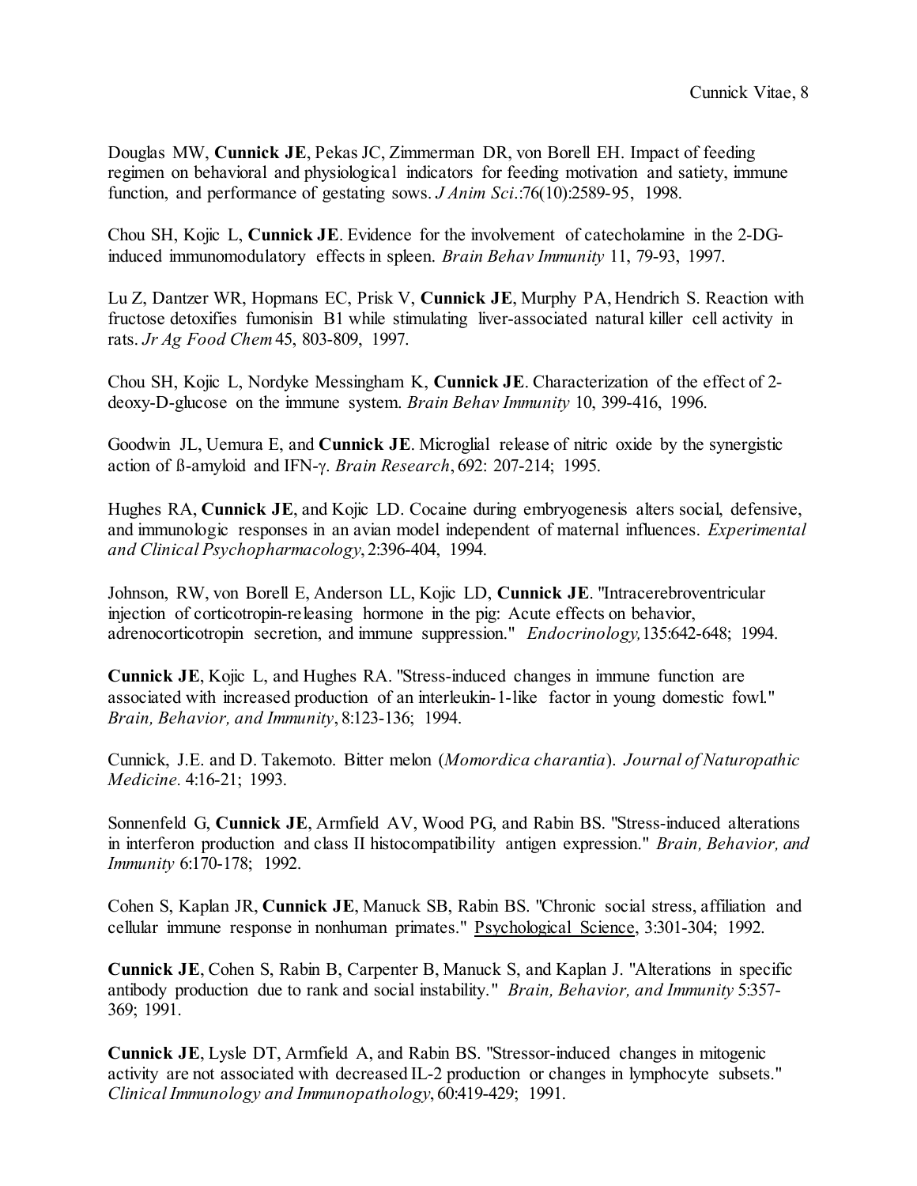Douglas MW, **Cunnick JE**, Pekas JC, Zimmerman DR, von Borell EH. Impact of feeding regimen on behavioral and physiological indicators for feeding motivation and satiety, immune function, and performance of gestating sows. *J Anim Sci*.:76(10):2589-95, 1998.

Chou SH, Kojic L, **Cunnick JE**. Evidence for the involvement of catecholamine in the 2-DG-induced immunomodulatory effects in spleen. *Brain Behav Immunity* 11, 79-93, 1997.

Lu Z, Dantzer WR, Hopmans EC, Prisk V, **Cunnick JE**, Murphy PA, Hendrich S. Reaction with fructose detoxifies fumonisin B1 while stimulating liver-associated natural killer cell activity in rats. *Jr Ag Food Chem* 45, 803-809, 1997.

Chou SH, Kojic L, Nordyke Messingham K, **Cunnick JE**. Characterization of the effect of 2-deoxy-D-glucose on the immune system. *Brain Behav Immunity* 10, 399-416, 1996.

Goodwin JL, Uemura E, and **Cunnick JE**. Microglial release of nitric oxide by the synergistic action of ß-amyloid and IFN-γ. *Brain Research*, 692: 207-214; 1995.

Hughes RA, **Cunnick JE**, and Kojic LD. Cocaine during embryogenesis alters social, defensive, and immunologic responses in an avian model independent of maternal influences. *Experimental and Clinical Psychopharmacology*, 2:396-404, 1994.

Johnson, RW, von Borell E, Anderson LL, Kojic LD, **Cunnick JE**. "Intracerebroventricular injection of corticotropin-releasing hormone in the pig: Acute effects on behavior, adrenocorticotropin secretion, and immune suppression." *Endocrinology,* 135:642-648; 1994.

**Cunnick JE**, Kojic L, and Hughes RA. "Stress-induced changes in immune function are associated with increased production of an interleukin-1-like factor in young domestic fowl." *Brain, Behavior, and Immunity*, 8:123-136; 1994.

Cunnick, J.E. and D. Takemoto. Bitter melon (*Momordica charantia*). *Journal of Naturopathic Medicine*. 4:16-21; 1993.

Sonnenfeld G, **Cunnick JE**, Armfield AV, Wood PG, and Rabin BS. "Stress-induced alterations in interferon production and class II histocompatibility antigen expression." *Brain, Behavior, and Immunity* 6:170-178; 1992.

Cohen S, Kaplan JR, **Cunnick JE**, Manuck SB, Rabin BS. "Chronic social stress, affiliation and cellular immune response in nonhuman primates." Psychological Science, 3:301-304; 1992.

**Cunnick JE**, Cohen S, Rabin B, Carpenter B, Manuck S, and Kaplan J. "Alterations in specific antibody production due to rank and social instability." *Brain, Behavior, and Immunity* 5:357-369; 1991.

**Cunnick JE**, Lysle DT, Armfield A, and Rabin BS. "Stressor-induced changes in mitogenic activity are not associated with decreased IL-2 production or changes in lymphocyte subsets." *Clinical Immunology and Immunopathology*, 60:419-429; 1991.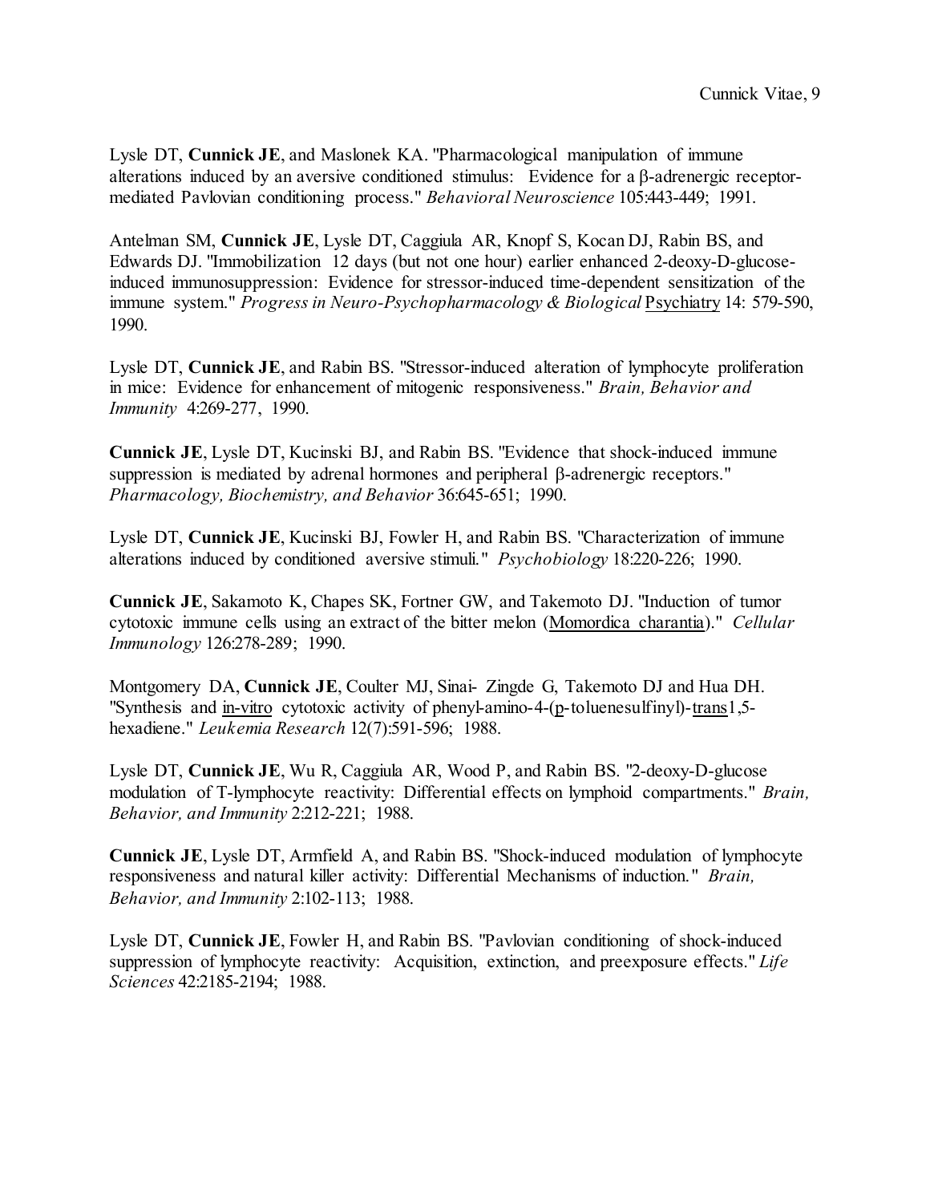Lysle DT, **Cunnick JE**, and Maslonek KA. "Pharmacological manipulation of immune alterations induced by an aversive conditioned stimulus: Evidence for a β-adrenergic receptor-mediated Pavlovian conditioning process." *Behavioral Neuroscience* 105:443-449; 1991.

Antelman SM, **Cunnick JE**, Lysle DT, Caggiula AR, Knopf S, Kocan DJ, Rabin BS, and Edwards DJ. "Immobilization 12 days (but not one hour) earlier enhanced 2-deoxy-D-glucose-induced immunosuppression: Evidence for stressor-induced time-dependent sensitization of the immune system." *Progress in Neuro-Psychopharmacology & Biological* Psychiatry 14: 579-590, 1990.

Lysle DT, **Cunnick JE**, and Rabin BS. "Stressor-induced alteration of lymphocyte proliferation in mice: Evidence for enhancement of mitogenic responsiveness." *Brain, Behavior and Immunity* 4:269-277, 1990.

**Cunnick JE**, Lysle DT, Kucinski BJ, and Rabin BS. "Evidence that shock-induced immune suppression is mediated by adrenal hormones and peripheral β-adrenergic receptors." *Pharmacology, Biochemistry, and Behavior* 36:645-651; 1990.

Lysle DT, **Cunnick JE**, Kucinski BJ, Fowler H, and Rabin BS. "Characterization of immune alterations induced by conditioned aversive stimuli." *Psychobiology* 18:220-226; 1990.

**Cunnick JE**, Sakamoto K, Chapes SK, Fortner GW, and Takemoto DJ. "Induction of tumor cytotoxic immune cells using an extract of the bitter melon (Momordica charantia)." *Cellular Immunology* 126:278-289; 1990.

Montgomery DA, **Cunnick JE**, Coulter MJ, Sinai- Zingde G, Takemoto DJ and Hua DH. "Synthesis and in-vitro cytotoxic activity of phenyl-amino-4-(p-toluenesulfinyl)-trans1,5-hexadiene." *Leukemia Research* 12(7):591-596; 1988.

Lysle DT, **Cunnick JE**, Wu R, Caggiula AR, Wood P, and Rabin BS. "2-deoxy-D-glucose modulation of T-lymphocyte reactivity: Differential effects on lymphoid compartments." *Brain, Behavior, and Immunity* 2:212-221; 1988.

**Cunnick JE**, Lysle DT, Armfield A, and Rabin BS. "Shock-induced modulation of lymphocyte responsiveness and natural killer activity: Differential Mechanisms of induction." *Brain, Behavior, and Immunity* 2:102-113; 1988.

Lysle DT, **Cunnick JE**, Fowler H, and Rabin BS. "Pavlovian conditioning of shock-induced suppression of lymphocyte reactivity: Acquisition, extinction, and preexposure effects." *Life Sciences* 42:2185-2194; 1988.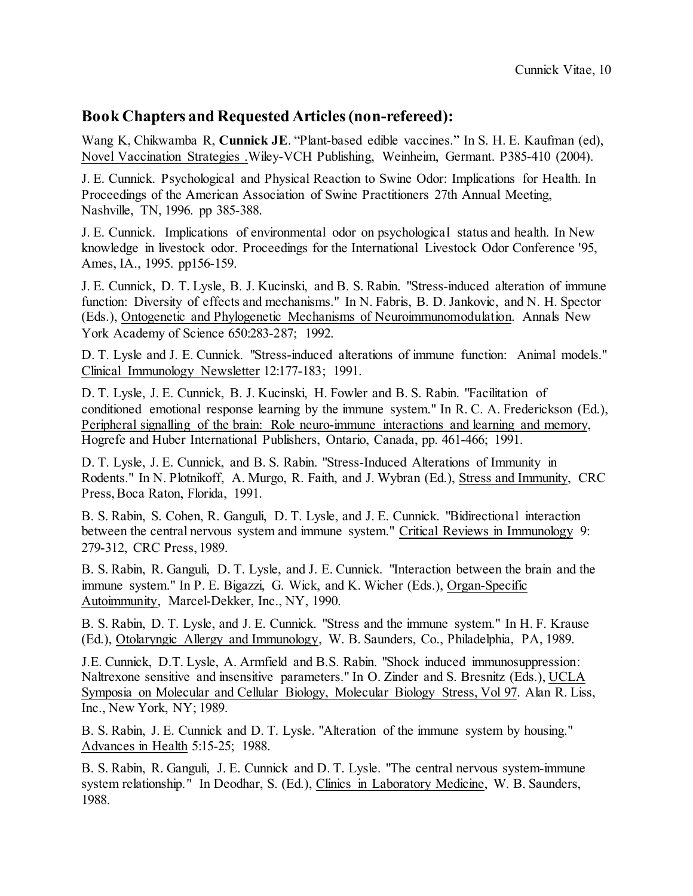## Book Chapters and Requested Articles (non-refereed):

Wang K, Chikwamba R, **Cunnick JE**. "Plant-based edible vaccines." In S. H. E. Kaufman (ed), Novel Vaccination Strategies .Wiley-VCH Publishing, Weinheim, Germant. P385-410 (2004).

J. E. Cunnick. Psychological and Physical Reaction to Swine Odor: Implications for Health. In Proceedings of the American Association of Swine Practitioners 27th Annual Meeting, Nashville, TN, 1996. pp 385-388.

J. E. Cunnick. Implications of environmental odor on psychological status and health. In New knowledge in livestock odor. Proceedings for the International Livestock Odor Conference '95, Ames, IA., 1995. pp156-159.

J. E. Cunnick, D. T. Lysle, B. J. Kucinski, and B. S. Rabin. "Stress-induced alteration of immune function: Diversity of effects and mechanisms." In N. Fabris, B. D. Jankovic, and N. H. Spector (Eds.), Ontogenetic and Phylogenetic Mechanisms of Neuroimmunomodulation. Annals New York Academy of Science 650:283-287; 1992.

D. T. Lysle and J. E. Cunnick. "Stress-induced alterations of immune function: Animal models." Clinical Immunology Newsletter 12:177-183; 1991.

D. T. Lysle, J. E. Cunnick, B. J. Kucinski, H. Fowler and B. S. Rabin. "Facilitation of conditioned emotional response learning by the immune system." In R. C. A. Frederickson (Ed.), Peripheral signalling of the brain: Role neuro-immune interactions and learning and memory, Hogrefe and Huber International Publishers, Ontario, Canada, pp. 461-466; 1991.

D. T. Lysle, J. E. Cunnick, and B. S. Rabin. "Stress-Induced Alterations of Immunity in Rodents." In N. Plotnikoff, A. Murgo, R. Faith, and J. Wybran (Ed.), Stress and Immunity, CRC Press, Boca Raton, Florida, 1991.

B. S. Rabin, S. Cohen, R. Ganguli, D. T. Lysle, and J. E. Cunnick. "Bidirectional interaction between the central nervous system and immune system." Critical Reviews in Immunology 9: 279-312, CRC Press, 1989.

B. S. Rabin, R. Ganguli, D. T. Lysle, and J. E. Cunnick. "Interaction between the brain and the immune system." In P. E. Bigazzi, G. Wick, and K. Wicher (Eds.), Organ-Specific Autoimmunity, Marcel-Dekker, Inc., NY, 1990.

B. S. Rabin, D. T. Lysle, and J. E. Cunnick. "Stress and the immune system." In H. F. Krause (Ed.), Otolaryngic Allergy and Immunology, W. B. Saunders, Co., Philadelphia, PA, 1989.

J.E. Cunnick, D.T. Lysle, A. Armfield and B.S. Rabin. "Shock induced immunosuppression: Naltrexone sensitive and insensitive parameters." In O. Zinder and S. Bresnitz (Eds.), UCLA Symposia on Molecular and Cellular Biology, Molecular Biology Stress, Vol 97. Alan R. Liss, Inc., New York, NY; 1989.

B. S. Rabin, J. E. Cunnick and D. T. Lysle. "Alteration of the immune system by housing." Advances in Health 5:15-25; 1988.

B. S. Rabin, R. Ganguli, J. E. Cunnick and D. T. Lysle. "The central nervous system-immune system relationship." In Deodhar, S. (Ed.), Clinics in Laboratory Medicine, W. B. Saunders, 1988.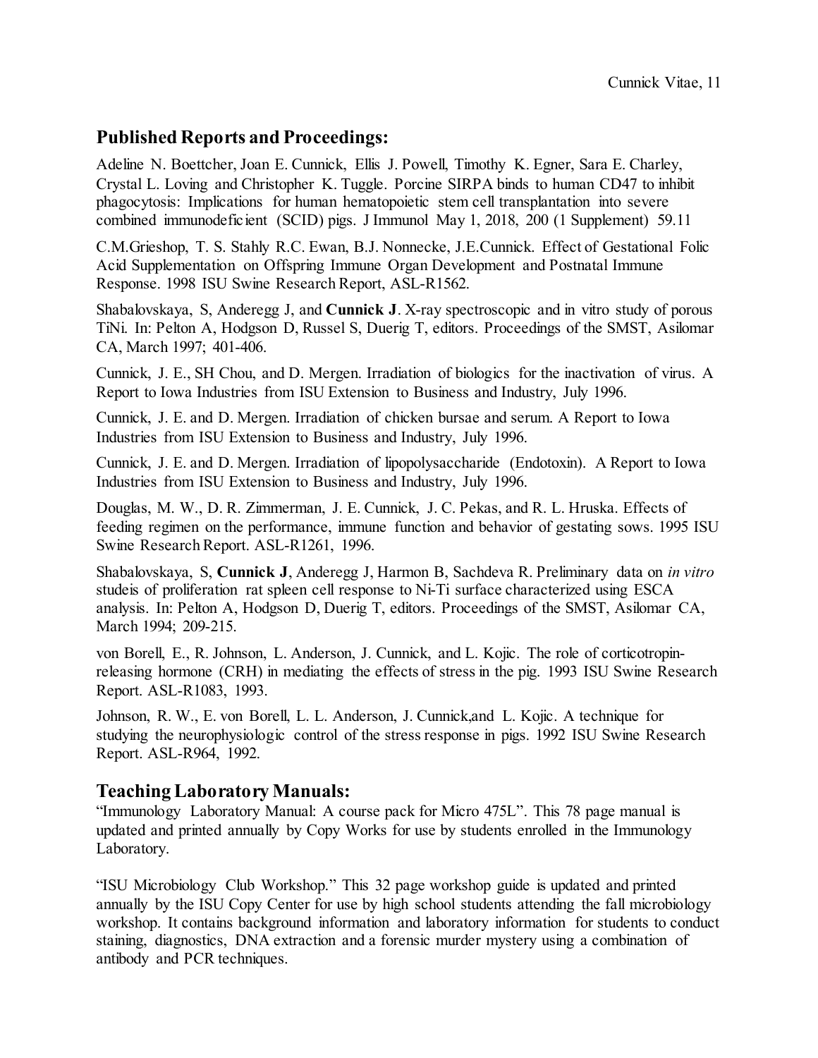## Published Reports and Proceedings:

Adeline N. Boettcher, Joan E. Cunnick, Ellis J. Powell, Timothy K. Egner, Sara E. Charley, Crystal L. Loving and Christopher K. Tuggle. Porcine SIRPA binds to human CD47 to inhibit phagocytosis: Implications for human hematopoietic stem cell transplantation into severe combined immunodeficient (SCID) pigs. J Immunol May 1, 2018, 200 (1 Supplement) 59.11

C.M.Grieshop, T. S. Stahly R.C. Ewan, B.J. Nonnecke, J.E.Cunnick. Effect of Gestational Folic Acid Supplementation on Offspring Immune Organ Development and Postnatal Immune Response. 1998 ISU Swine Research Report, ASL-R1562.

Shabalovskaya, S, Anderegg J, and **Cunnick J**. X-ray spectroscopic and in vitro study of porous TiNi. In: Pelton A, Hodgson D, Russel S, Duerig T, editors. Proceedings of the SMST, Asilomar CA, March 1997; 401-406.

Cunnick, J. E., SH Chou, and D. Mergen. Irradiation of biologics for the inactivation of virus. A Report to Iowa Industries from ISU Extension to Business and Industry, July 1996.

Cunnick, J. E. and D. Mergen. Irradiation of chicken bursae and serum. A Report to Iowa Industries from ISU Extension to Business and Industry, July 1996.

Cunnick, J. E. and D. Mergen. Irradiation of lipopolysaccharide (Endotoxin). A Report to Iowa Industries from ISU Extension to Business and Industry, July 1996.

Douglas, M. W., D. R. Zimmerman, J. E. Cunnick, J. C. Pekas, and R. L. Hruska. Effects of feeding regimen on the performance, immune function and behavior of gestating sows. 1995 ISU Swine Research Report. ASL-R1261, 1996.

Shabalovskaya, S, **Cunnick J**, Anderegg J, Harmon B, Sachdeva R. Preliminary data on *in vitro* studeis of proliferation rat spleen cell response to Ni-Ti surface characterized using ESCA analysis. In: Pelton A, Hodgson D, Duerig T, editors. Proceedings of the SMST, Asilomar CA, March 1994; 209-215.

von Borell, E., R. Johnson, L. Anderson, J. Cunnick, and L. Kojic. The role of corticotropin-releasing hormone (CRH) in mediating the effects of stress in the pig. 1993 ISU Swine Research Report. ASL-R1083, 1993.

Johnson, R. W., E. von Borell, L. L. Anderson, J. Cunnick,and L. Kojic. A technique for studying the neurophysiologic control of the stress response in pigs. 1992 ISU Swine Research Report. ASL-R964, 1992.

## Teaching Laboratory Manuals:

"Immunology Laboratory Manual: A course pack for Micro 475L". This 78 page manual is updated and printed annually by Copy Works for use by students enrolled in the Immunology Laboratory.

"ISU Microbiology Club Workshop." This 32 page workshop guide is updated and printed annually by the ISU Copy Center for use by high school students attending the fall microbiology workshop. It contains background information and laboratory information for students to conduct staining, diagnostics, DNA extraction and a forensic murder mystery using a combination of antibody and PCR techniques.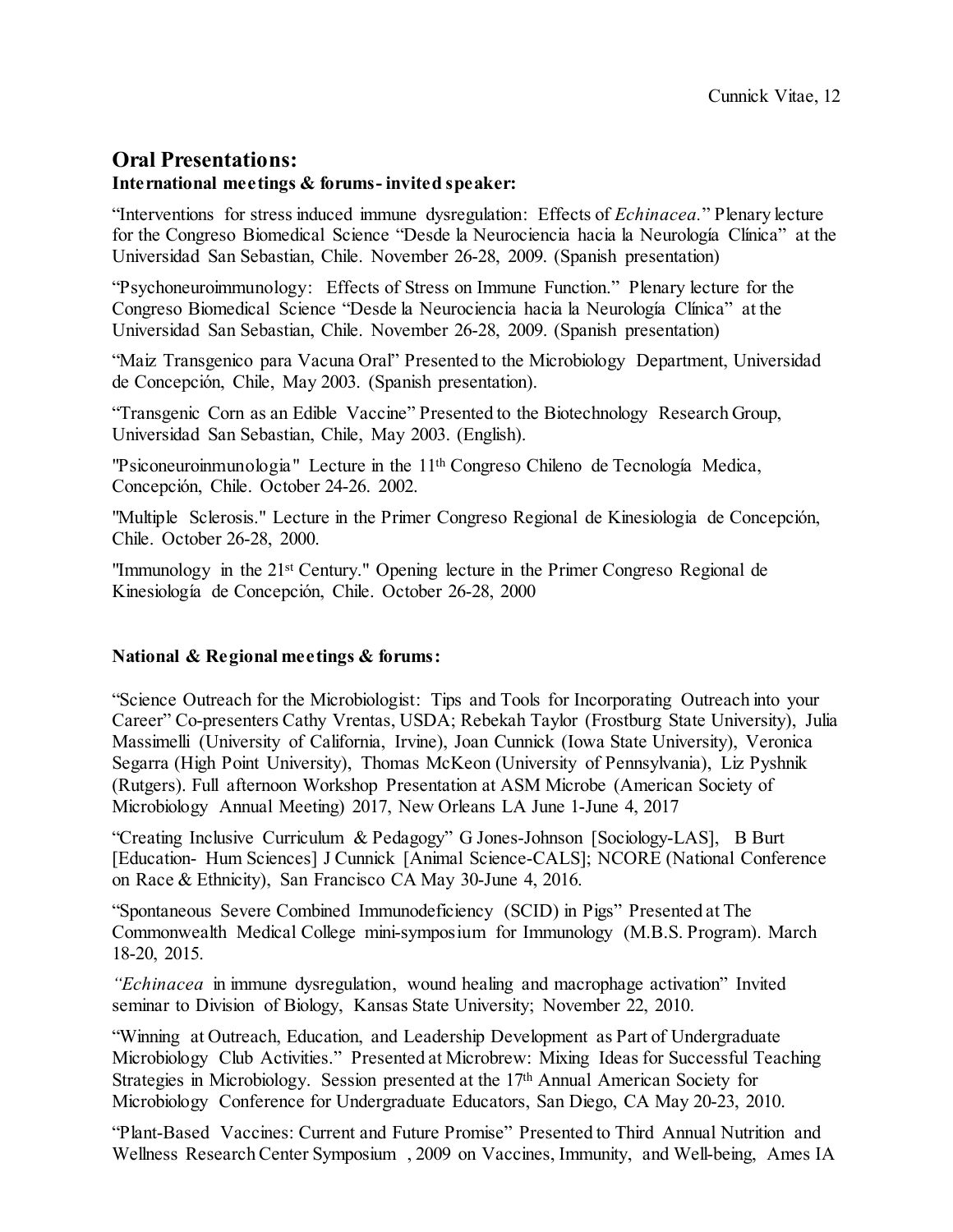## Oral Presentations:

### International meetings & forums- invited speaker:

"Interventions for stress induced immune dysregulation: Effects of *Echinacea.*" Plenary lecture for the Congreso Biomedical Science "Desde la Neurociencia hacia la Neurología Clínica" at the Universidad San Sebastian, Chile. November 26-28, 2009. (Spanish presentation)

"Psychoneuroimmunology: Effects of Stress on Immune Function." Plenary lecture for the Congreso Biomedical Science "Desde la Neurociencia hacia la Neurología Clínica" at the Universidad San Sebastian, Chile. November 26-28, 2009. (Spanish presentation)

"Maiz Transgenico para Vacuna Oral" Presented to the Microbiology Department, Universidad de Concepción, Chile, May 2003. (Spanish presentation).

"Transgenic Corn as an Edible Vaccine" Presented to the Biotechnology Research Group, Universidad San Sebastian, Chile, May 2003. (English).

"Psiconeuroinmunologia" Lecture in the 11th Congreso Chileno de Tecnología Medica, Concepción, Chile. October 24-26. 2002.

"Multiple Sclerosis." Lecture in the Primer Congreso Regional de Kinesiologia de Concepción, Chile. October 26-28, 2000.

"Immunology in the 21st Century." Opening lecture in the Primer Congreso Regional de Kinesiología de Concepción, Chile. October 26-28, 2000

### National & Regional meetings & forums:

"Science Outreach for the Microbiologist: Tips and Tools for Incorporating Outreach into your Career" Co-presenters Cathy Vrentas, USDA; Rebekah Taylor (Frostburg State University), Julia Massimelli (University of California, Irvine), Joan Cunnick (Iowa State University), Veronica Segarra (High Point University), Thomas McKeon (University of Pennsylvania), Liz Pyshnik (Rutgers). Full afternoon Workshop Presentation at ASM Microbe (American Society of Microbiology Annual Meeting) 2017, New Orleans LA June 1-June 4, 2017

"Creating Inclusive Curriculum & Pedagogy" G Jones-Johnson [Sociology-LAS], B Burt [Education- Hum Sciences] J Cunnick [Animal Science-CALS]; NCORE (National Conference on Race & Ethnicity), San Francisco CA May 30-June 4, 2016.

"Spontaneous Severe Combined Immunodeficiency (SCID) in Pigs" Presented at The Commonwealth Medical College mini-symposium for Immunology (M.B.S. Program). March 18-20, 2015.

"*Echinacea* in immune dysregulation, wound healing and macrophage activation" Invited seminar to Division of Biology, Kansas State University; November 22, 2010.

"Winning at Outreach, Education, and Leadership Development as Part of Undergraduate Microbiology Club Activities." Presented at Microbrew: Mixing Ideas for Successful Teaching Strategies in Microbiology. Session presented at the 17th Annual American Society for Microbiology Conference for Undergraduate Educators, San Diego, CA May 20-23, 2010.

"Plant-Based Vaccines: Current and Future Promise" Presented to Third Annual Nutrition and Wellness Research Center Symposium , 2009 on Vaccines, Immunity, and Well-being, Ames IA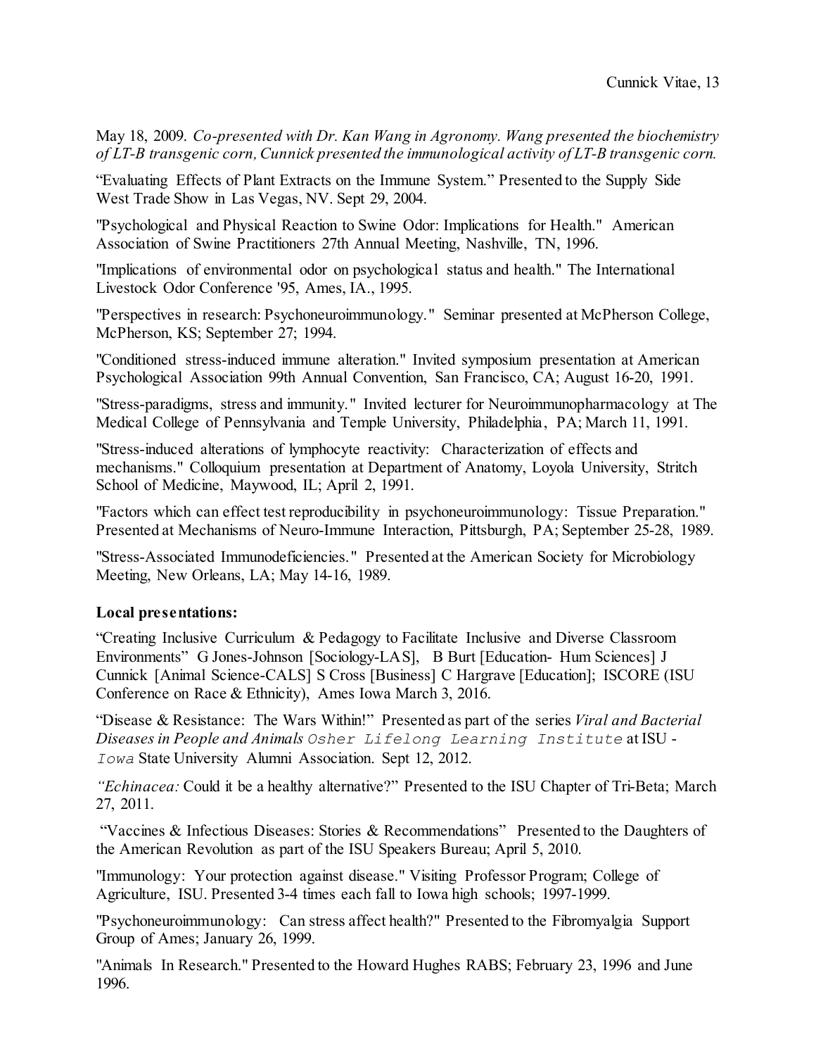May 18, 2009. *Co-presented with Dr. Kan Wang in Agronomy. Wang presented the biochemistry of LT-B transgenic corn, Cunnick presented the immunological activity of LT-B transgenic corn.*

"Evaluating Effects of Plant Extracts on the Immune System." Presented to the Supply Side West Trade Show in Las Vegas, NV. Sept 29, 2004.

"Psychological and Physical Reaction to Swine Odor: Implications for Health." American Association of Swine Practitioners 27th Annual Meeting, Nashville, TN, 1996.

"Implications of environmental odor on psychological status and health." The International Livestock Odor Conference '95, Ames, IA., 1995.

"Perspectives in research: Psychoneuroimmunology." Seminar presented at McPherson College, McPherson, KS; September 27; 1994.

"Conditioned stress-induced immune alteration." Invited symposium presentation at American Psychological Association 99th Annual Convention, San Francisco, CA; August 16-20, 1991.

"Stress-paradigms, stress and immunity." Invited lecturer for Neuroimmunopharmacology at The Medical College of Pennsylvania and Temple University, Philadelphia, PA; March 11, 1991.

"Stress-induced alterations of lymphocyte reactivity: Characterization of effects and mechanisms." Colloquium presentation at Department of Anatomy, Loyola University, Stritch School of Medicine, Maywood, IL; April 2, 1991.

"Factors which can effect test reproducibility in psychoneuroimmunology: Tissue Preparation." Presented at Mechanisms of Neuro-Immune Interaction, Pittsburgh, PA; September 25-28, 1989.

"Stress-Associated Immunodeficiencies." Presented at the American Society for Microbiology Meeting, New Orleans, LA; May 14-16, 1989.

**Local presentations:**

"Creating Inclusive Curriculum & Pedagogy to Facilitate Inclusive and Diverse Classroom Environments" G Jones-Johnson [Sociology-LAS], B Burt [Education- Hum Sciences] J Cunnick [Animal Science-CALS] S Cross [Business] C Hargrave [Education]; ISCORE (ISU Conference on Race & Ethnicity), Ames Iowa March 3, 2016.

"Disease & Resistance: The Wars Within!" Presented as part of the series *Viral and Bacterial Diseases in People and Animals* Osher Lifelong Learning Institute at ISU - Iowa State University Alumni Association. Sept 12, 2012.

*"Echinacea:* Could it be a healthy alternative?" Presented to the ISU Chapter of Tri-Beta; March 27, 2011.

"Vaccines & Infectious Diseases: Stories & Recommendations" Presented to the Daughters of the American Revolution as part of the ISU Speakers Bureau; April 5, 2010.

"Immunology: Your protection against disease." Visiting Professor Program; College of Agriculture, ISU. Presented 3-4 times each fall to Iowa high schools; 1997-1999.

"Psychoneuroimmunology: Can stress affect health?" Presented to the Fibromyalgia Support Group of Ames; January 26, 1999.

"Animals In Research." Presented to the Howard Hughes RABS; February 23, 1996 and June 1996.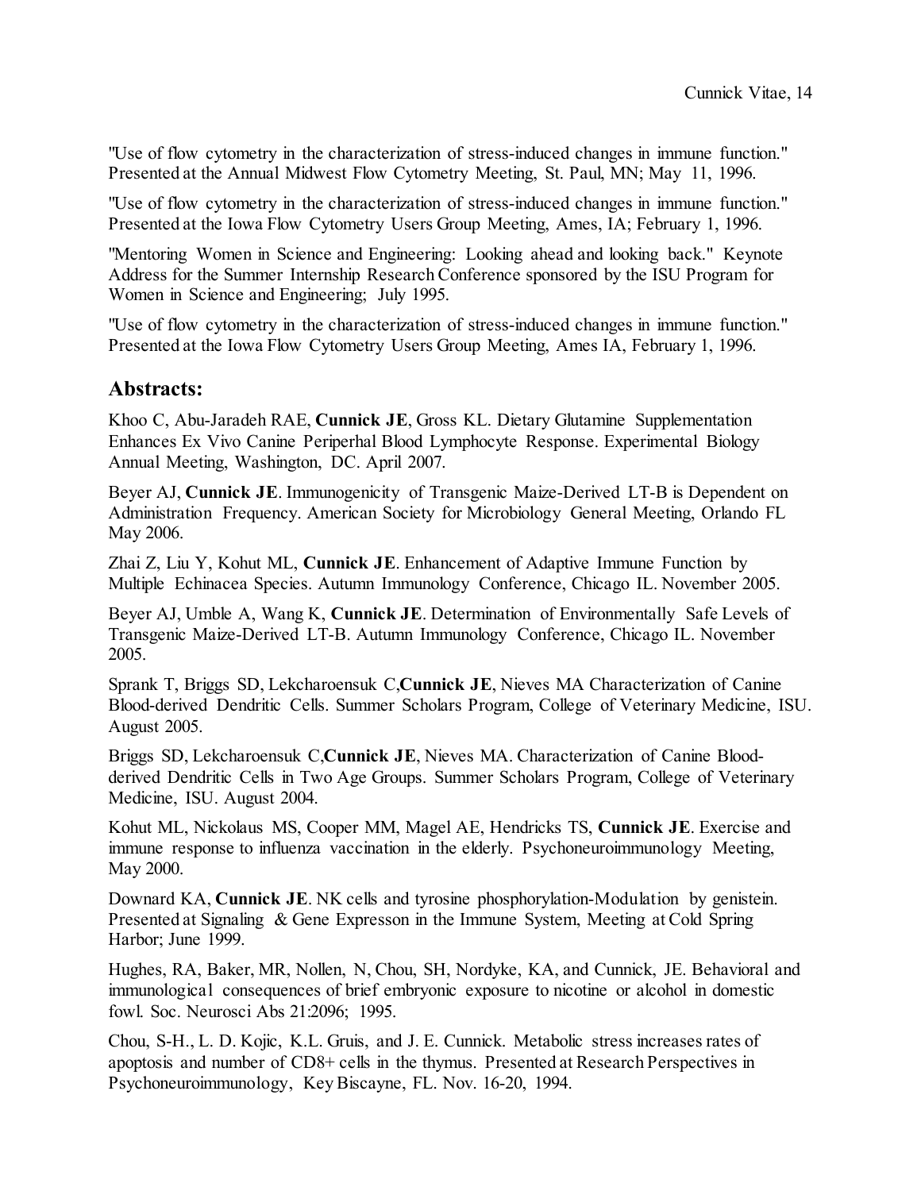"Use of flow cytometry in the characterization of stress-induced changes in immune function." Presented at the Annual Midwest Flow Cytometry Meeting, St. Paul, MN; May 11, 1996.

"Use of flow cytometry in the characterization of stress-induced changes in immune function." Presented at the Iowa Flow Cytometry Users Group Meeting, Ames, IA; February 1, 1996.

"Mentoring Women in Science and Engineering: Looking ahead and looking back." Keynote Address for the Summer Internship Research Conference sponsored by the ISU Program for Women in Science and Engineering; July 1995.

"Use of flow cytometry in the characterization of stress-induced changes in immune function." Presented at the Iowa Flow Cytometry Users Group Meeting, Ames IA, February 1, 1996.

## Abstracts:

Khoo C, Abu-Jaradeh RAE, **Cunnick JE**, Gross KL. Dietary Glutamine Supplementation Enhances Ex Vivo Canine Periperhal Blood Lymphocyte Response. Experimental Biology Annual Meeting, Washington, DC. April 2007.

Beyer AJ, **Cunnick JE**. Immunogenicity of Transgenic Maize-Derived LT-B is Dependent on Administration Frequency. American Society for Microbiology General Meeting, Orlando FL May 2006.

Zhai Z, Liu Y, Kohut ML, **Cunnick JE**. Enhancement of Adaptive Immune Function by Multiple Echinacea Species. Autumn Immunology Conference, Chicago IL. November 2005.

Beyer AJ, Umble A, Wang K, **Cunnick JE**. Determination of Environmentally Safe Levels of Transgenic Maize-Derived LT-B. Autumn Immunology Conference, Chicago IL. November 2005.

Sprank T, Briggs SD, Lekcharoensuk C,**Cunnick JE**, Nieves MA Characterization of Canine Blood-derived Dendritic Cells. Summer Scholars Program, College of Veterinary Medicine, ISU. August 2005.

Briggs SD, Lekcharoensuk C,**Cunnick JE**, Nieves MA. Characterization of Canine Blood-derived Dendritic Cells in Two Age Groups. Summer Scholars Program, College of Veterinary Medicine, ISU. August 2004.

Kohut ML, Nickolaus MS, Cooper MM, Magel AE, Hendricks TS, **Cunnick JE**. Exercise and immune response to influenza vaccination in the elderly. Psychoneuroimmunology Meeting, May 2000.

Downard KA, **Cunnick JE**. NK cells and tyrosine phosphorylation-Modulation by genistein. Presented at Signaling & Gene Expresson in the Immune System, Meeting at Cold Spring Harbor; June 1999.

Hughes, RA, Baker, MR, Nollen, N, Chou, SH, Nordyke, KA, and Cunnick, JE. Behavioral and immunological consequences of brief embryonic exposure to nicotine or alcohol in domestic fowl. Soc. Neurosci Abs 21:2096; 1995.

Chou, S-H., L. D. Kojic, K.L. Gruis, and J. E. Cunnick. Metabolic stress increases rates of apoptosis and number of CD8+ cells in the thymus. Presented at Research Perspectives in Psychoneuroimmunology, Key Biscayne, FL. Nov. 16-20, 1994.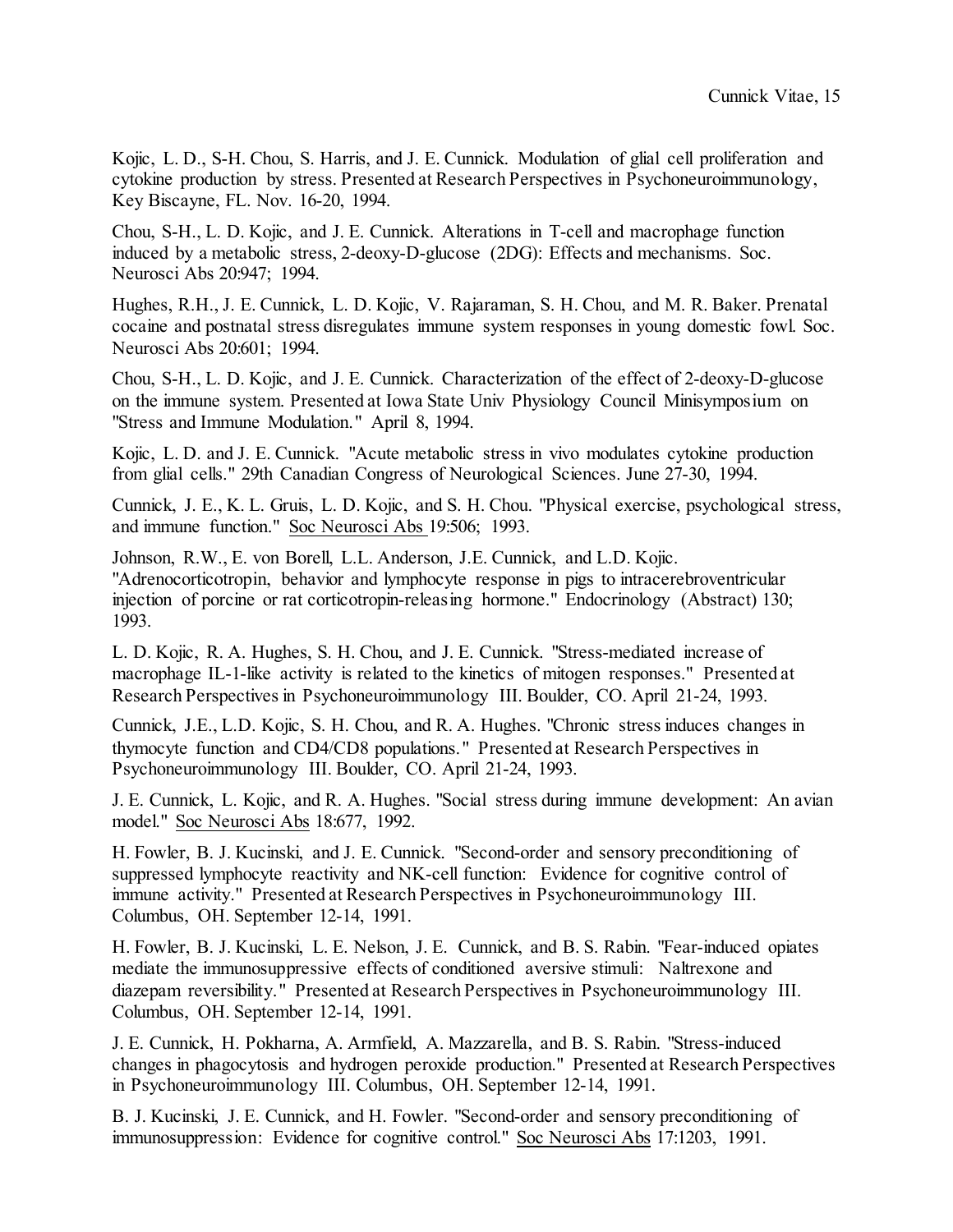Kojic, L. D., S-H. Chou, S. Harris, and J. E. Cunnick. Modulation of glial cell proliferation and cytokine production by stress. Presented at Research Perspectives in Psychoneuroimmunology, Key Biscayne, FL. Nov. 16-20, 1994.

Chou, S-H., L. D. Kojic, and J. E. Cunnick. Alterations in T-cell and macrophage function induced by a metabolic stress, 2-deoxy-D-glucose (2DG): Effects and mechanisms. Soc. Neurosci Abs 20:947; 1994.

Hughes, R.H., J. E. Cunnick, L. D. Kojic, V. Rajaraman, S. H. Chou, and M. R. Baker. Prenatal cocaine and postnatal stress disregulates immune system responses in young domestic fowl. Soc. Neurosci Abs 20:601; 1994.

Chou, S-H., L. D. Kojic, and J. E. Cunnick. Characterization of the effect of 2-deoxy-D-glucose on the immune system. Presented at Iowa State Univ Physiology Council Minisymposium on "Stress and Immune Modulation." April 8, 1994.

Kojic, L. D. and J. E. Cunnick. "Acute metabolic stress in vivo modulates cytokine production from glial cells." 29th Canadian Congress of Neurological Sciences. June 27-30, 1994.

Cunnick, J. E., K. L. Gruis, L. D. Kojic, and S. H. Chou. "Physical exercise, psychological stress, and immune function." Soc Neurosci Abs 19:506; 1993.

Johnson, R.W., E. von Borell, L.L. Anderson, J.E. Cunnick, and L.D. Kojic. "Adrenocorticotropin, behavior and lymphocyte response in pigs to intracerebroventricular injection of porcine or rat corticotropin-releasing hormone." Endocrinology (Abstract) 130; 1993.

L. D. Kojic, R. A. Hughes, S. H. Chou, and J. E. Cunnick. "Stress-mediated increase of macrophage IL-1-like activity is related to the kinetics of mitogen responses." Presented at Research Perspectives in Psychoneuroimmunology III. Boulder, CO. April 21-24, 1993.

Cunnick, J.E., L.D. Kojic, S. H. Chou, and R. A. Hughes. "Chronic stress induces changes in thymocyte function and CD4/CD8 populations." Presented at Research Perspectives in Psychoneuroimmunology III. Boulder, CO. April 21-24, 1993.

J. E. Cunnick, L. Kojic, and R. A. Hughes. "Social stress during immune development: An avian model." Soc Neurosci Abs 18:677, 1992.

H. Fowler, B. J. Kucinski, and J. E. Cunnick. "Second-order and sensory preconditioning of suppressed lymphocyte reactivity and NK-cell function: Evidence for cognitive control of immune activity." Presented at Research Perspectives in Psychoneuroimmunology III. Columbus, OH. September 12-14, 1991.

H. Fowler, B. J. Kucinski, L. E. Nelson, J. E. Cunnick, and B. S. Rabin. "Fear-induced opiates mediate the immunosuppressive effects of conditioned aversive stimuli: Naltrexone and diazepam reversibility." Presented at Research Perspectives in Psychoneuroimmunology III. Columbus, OH. September 12-14, 1991.

J. E. Cunnick, H. Pokharna, A. Armfield, A. Mazzarella, and B. S. Rabin. "Stress-induced changes in phagocytosis and hydrogen peroxide production." Presented at Research Perspectives in Psychoneuroimmunology III. Columbus, OH. September 12-14, 1991.

B. J. Kucinski, J. E. Cunnick, and H. Fowler. "Second-order and sensory preconditioning of immunosuppression: Evidence for cognitive control." Soc Neurosci Abs 17:1203, 1991.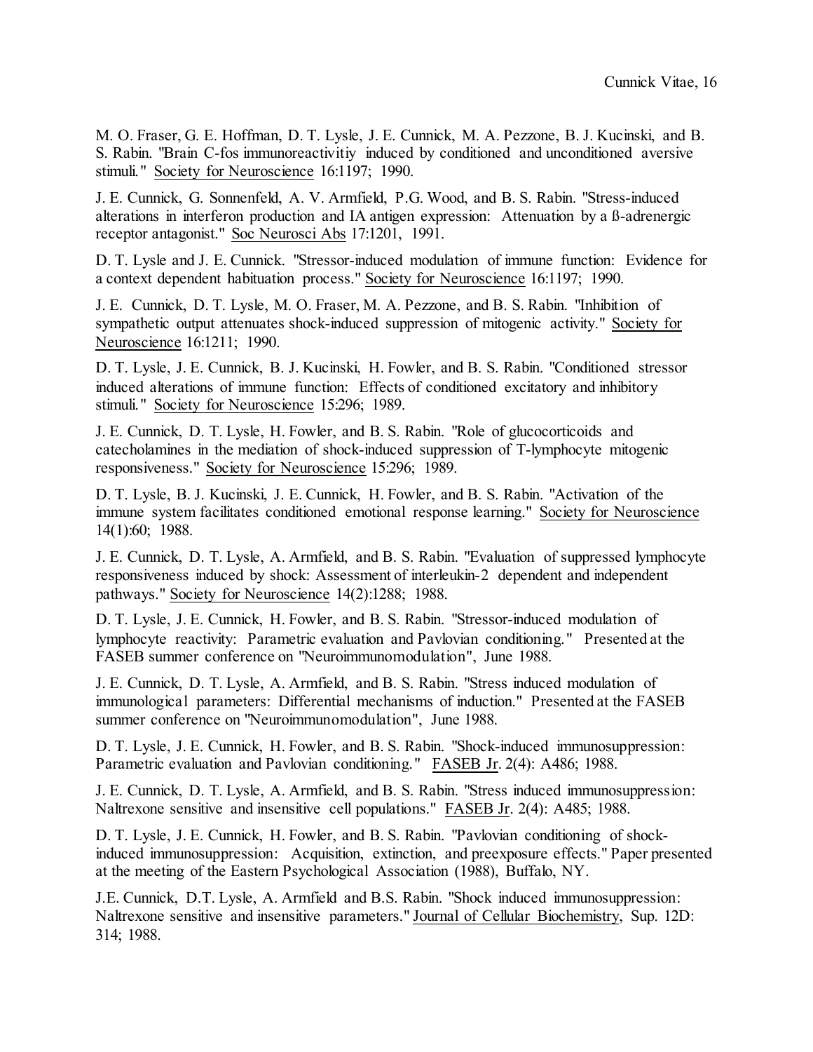M. O. Fraser, G. E. Hoffman, D. T. Lysle, J. E. Cunnick, M. A. Pezzone, B. J. Kucinski, and B. S. Rabin. "Brain C-fos immunoreactivitiy induced by conditioned and unconditioned aversive stimuli." Society for Neuroscience 16:1197; 1990.

J. E. Cunnick, G. Sonnenfeld, A. V. Armfield, P.G. Wood, and B. S. Rabin. "Stress-induced alterations in interferon production and IA antigen expression: Attenuation by a ß-adrenergic receptor antagonist." Soc Neurosci Abs 17:1201, 1991.

D. T. Lysle and J. E. Cunnick. "Stressor-induced modulation of immune function: Evidence for a context dependent habituation process." Society for Neuroscience 16:1197; 1990.

J. E. Cunnick, D. T. Lysle, M. O. Fraser, M. A. Pezzone, and B. S. Rabin. "Inhibition of sympathetic output attenuates shock-induced suppression of mitogenic activity." Society for Neuroscience 16:1211; 1990.

D. T. Lysle, J. E. Cunnick, B. J. Kucinski, H. Fowler, and B. S. Rabin. "Conditioned stressor induced alterations of immune function: Effects of conditioned excitatory and inhibitory stimuli." Society for Neuroscience 15:296; 1989.

J. E. Cunnick, D. T. Lysle, H. Fowler, and B. S. Rabin. "Role of glucocorticoids and catecholamines in the mediation of shock-induced suppression of T-lymphocyte mitogenic responsiveness." Society for Neuroscience 15:296; 1989.

D. T. Lysle, B. J. Kucinski, J. E. Cunnick, H. Fowler, and B. S. Rabin. "Activation of the immune system facilitates conditioned emotional response learning." Society for Neuroscience 14(1):60; 1988.

J. E. Cunnick, D. T. Lysle, A. Armfield, and B. S. Rabin. "Evaluation of suppressed lymphocyte responsiveness induced by shock: Assessment of interleukin-2 dependent and independent pathways." Society for Neuroscience 14(2):1288; 1988.

D. T. Lysle, J. E. Cunnick, H. Fowler, and B. S. Rabin. "Stressor-induced modulation of lymphocyte reactivity: Parametric evaluation and Pavlovian conditioning." Presented at the FASEB summer conference on "Neuroimmunomodulation", June 1988.

J. E. Cunnick, D. T. Lysle, A. Armfield, and B. S. Rabin. "Stress induced modulation of immunological parameters: Differential mechanisms of induction." Presented at the FASEB summer conference on "Neuroimmunomodulation", June 1988.

D. T. Lysle, J. E. Cunnick, H. Fowler, and B. S. Rabin. "Shock-induced immunosuppression: Parametric evaluation and Pavlovian conditioning." FASEB Jr. 2(4): A486; 1988.

J. E. Cunnick, D. T. Lysle, A. Armfield, and B. S. Rabin. "Stress induced immunosuppression: Naltrexone sensitive and insensitive cell populations." FASEB Jr. 2(4): A485; 1988.

D. T. Lysle, J. E. Cunnick, H. Fowler, and B. S. Rabin. "Pavlovian conditioning of shock-induced immunosuppression: Acquisition, extinction, and preexposure effects." Paper presented at the meeting of the Eastern Psychological Association (1988), Buffalo, NY.

J.E. Cunnick, D.T. Lysle, A. Armfield and B.S. Rabin. "Shock induced immunosuppression: Naltrexone sensitive and insensitive parameters." Journal of Cellular Biochemistry, Sup. 12D: 314; 1988.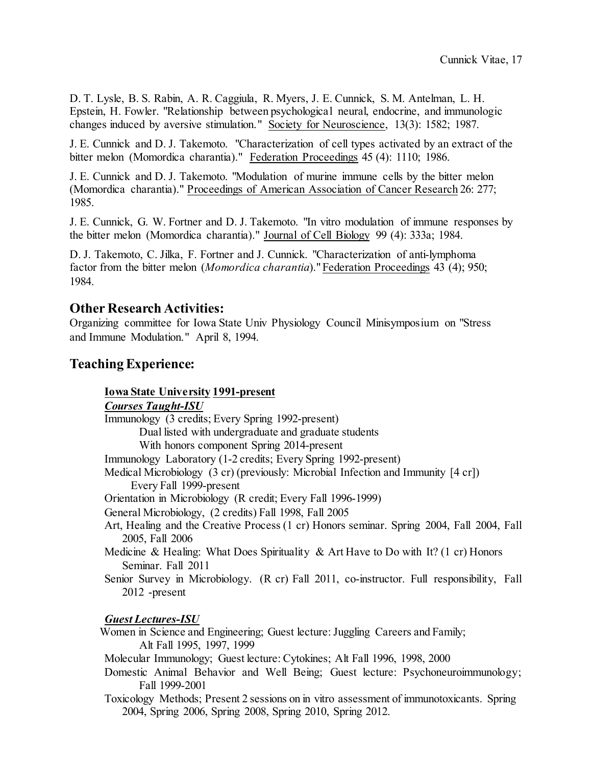D. T. Lysle, B. S. Rabin, A. R. Caggiula, R. Myers, J. E. Cunnick, S. M. Antelman, L. H. Epstein, H. Fowler. "Relationship between psychological neural, endocrine, and immunologic changes induced by aversive stimulation." Society for Neuroscience, 13(3): 1582; 1987.

J. E. Cunnick and D. J. Takemoto. "Characterization of cell types activated by an extract of the bitter melon (Momordica charantia)." Federation Proceedings 45 (4): 1110; 1986.

J. E. Cunnick and D. J. Takemoto. "Modulation of murine immune cells by the bitter melon (Momordica charantia)." Proceedings of American Association of Cancer Research 26: 277; 1985.

J. E. Cunnick, G. W. Fortner and D. J. Takemoto. "In vitro modulation of immune responses by the bitter melon (Momordica charantia)." Journal of Cell Biology 99 (4): 333a; 1984.

D. J. Takemoto, C. Jilka, F. Fortner and J. Cunnick. "Characterization of anti-lymphoma factor from the bitter melon (*Momordica charantia*)." Federation Proceedings 43 (4); 950; 1984.

## Other Research Activities:

Organizing committee for Iowa State Univ Physiology Council Minisymposium on "Stress and Immune Modulation." April 8, 1994.

## Teaching Experience:

**Iowa State University 1991-present**

***Courses Taught-ISU***

Immunology (3 credits; Every Spring 1992-present)
- Dual listed with undergraduate and graduate students
- With honors component Spring 2014-present

Immunology Laboratory (1-2 credits; Every Spring 1992-present)

Medical Microbiology (3 cr) (previously: Microbial Infection and Immunity [4 cr]) Every Fall 1999-present

Orientation in Microbiology (R credit; Every Fall 1996-1999)

General Microbiology, (2 credits) Fall 1998, Fall 2005

Art, Healing and the Creative Process (1 cr) Honors seminar. Spring 2004, Fall 2004, Fall 2005, Fall 2006

Medicine & Healing: What Does Spirituality & Art Have to Do with It? (1 cr) Honors Seminar. Fall 2011

Senior Survey in Microbiology. (R cr) Fall 2011, co-instructor. Full responsibility, Fall 2012 -present

***Guest Lectures-ISU***

Women in Science and Engineering; Guest lecture: Juggling Careers and Family; Alt Fall 1995, 1997, 1999

Molecular Immunology; Guest lecture: Cytokines; Alt Fall 1996, 1998, 2000

Domestic Animal Behavior and Well Being; Guest lecture: Psychoneuroimmunology; Fall 1999-2001

Toxicology Methods; Present 2 sessions on in vitro assessment of immunotoxicants. Spring 2004, Spring 2006, Spring 2008, Spring 2010, Spring 2012.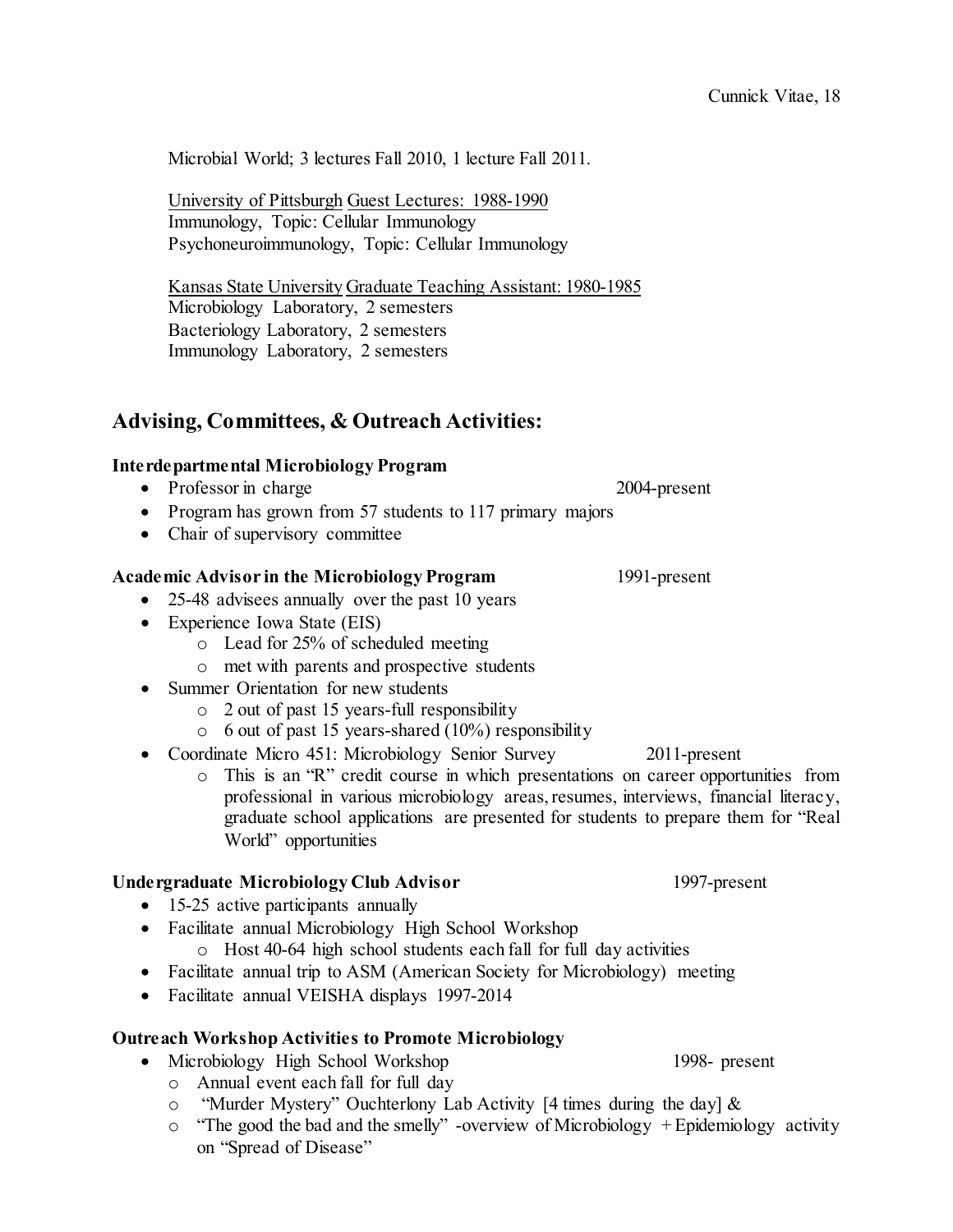Microbial World; 3 lectures Fall 2010, 1 lecture Fall 2011.

University of Pittsburgh Guest Lectures: 1988-1990
Immunology, Topic: Cellular Immunology
Psychoneuroimmunology, Topic: Cellular Immunology

Kansas State University Graduate Teaching Assistant: 1980-1985
Microbiology Laboratory, 2 semesters
Bacteriology Laboratory, 2 semesters
Immunology Laboratory, 2 semesters

## Advising, Committees, & Outreach Activities:

**Interdepartmental Microbiology Program**

- Professor in charge 2004-present
- Program has grown from 57 students to 117 primary majors
- Chair of supervisory committee

**Academic Advisor in the Microbiology Program** 1991-present

- 25-48 advisees annually over the past 10 years
- Experience Iowa State (EIS)
  - Lead for 25% of scheduled meeting
  - met with parents and prospective students
- Summer Orientation for new students
  - 2 out of past 15 years-full responsibility
  - 6 out of past 15 years-shared (10%) responsibility
- Coordinate Micro 451: Microbiology Senior Survey 2011-present
  - This is an "R" credit course in which presentations on career opportunities from professional in various microbiology areas, resumes, interviews, financial literacy, graduate school applications are presented for students to prepare them for "Real World" opportunities

**Undergraduate Microbiology Club Advisor** 1997-present

- 15-25 active participants annually
- Facilitate annual Microbiology High School Workshop
  - Host 40-64 high school students each fall for full day activities
- Facilitate annual trip to ASM (American Society for Microbiology) meeting
- Facilitate annual VEISHA displays 1997-2014

**Outreach Workshop Activities to Promote Microbiology**

- Microbiology High School Workshop 1998- present
  - Annual event each fall for full day
  - "Murder Mystery" Ouchterlony Lab Activity [4 times during the day] &
  - "The good the bad and the smelly" -overview of Microbiology + Epidemiology activity on "Spread of Disease"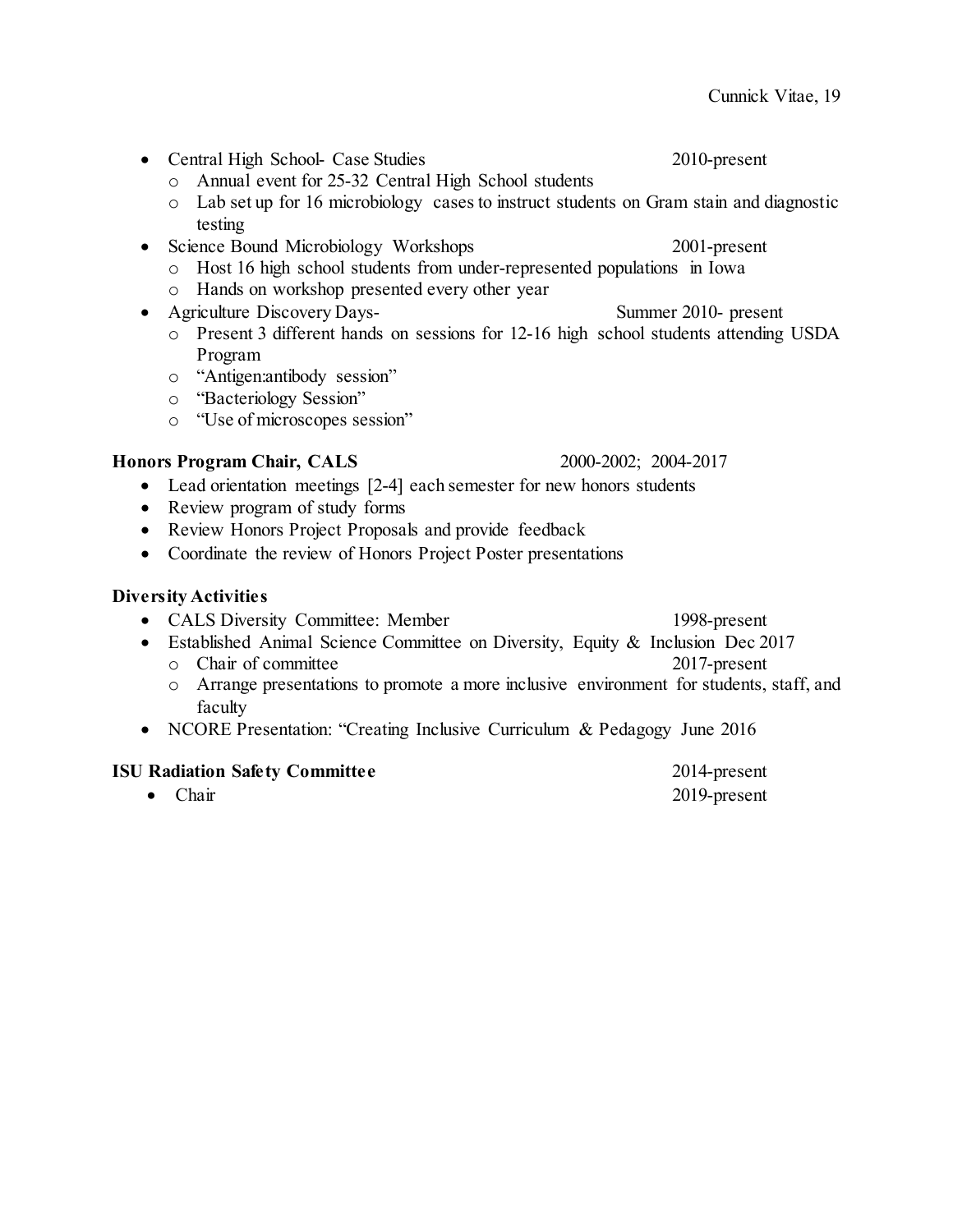- Central High School- Case Studies 2010-present
  - Annual event for 25-32 Central High School students
  - Lab set up for 16 microbiology cases to instruct students on Gram stain and diagnostic testing
- Science Bound Microbiology Workshops 2001-present
  - Host 16 high school students from under-represented populations in Iowa
  - Hands on workshop presented every other year
- Agriculture Discovery Days- Summer 2010- present
  - Present 3 different hands on sessions for 12-16 high school students attending USDA Program
  - "Antigen:antibody session"
  - "Bacteriology Session"
  - "Use of microscopes session"

**Honors Program Chair, CALS** 2000-2002; 2004-2017

- Lead orientation meetings [2-4] each semester for new honors students
- Review program of study forms
- Review Honors Project Proposals and provide feedback
- Coordinate the review of Honors Project Poster presentations

**Diversity Activities**

- CALS Diversity Committee: Member 1998-present
- Established Animal Science Committee on Diversity, Equity & Inclusion Dec 2017
  - Chair of committee 2017-present
  - Arrange presentations to promote a more inclusive environment for students, staff, and faculty
- NCORE Presentation: "Creating Inclusive Curriculum & Pedagogy June 2016

**ISU Radiation Safety Committee** 2014-present

- Chair 2019-present